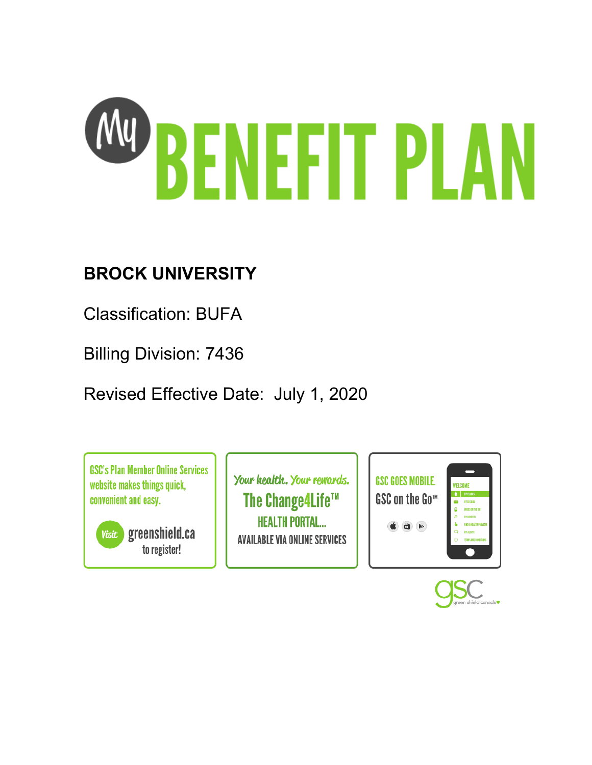# My BENEFIT PLAN

**BROCK UNIVERSITY**

Classification: BUFA

Billing Division: 7436

Revised Effective Date: July 1, 2020

GSC's Plan Member Online Services website makes things quick, convenient and easy.

Visit greenshield.ca to register!

Your health. Your rewards.

The Change4Life™ HEALTH PORTAL...

AVAILABLE VIA ONLINE SERVICES

GSC GOES MOBILE.

GSC on the Go™

gsc green shield canada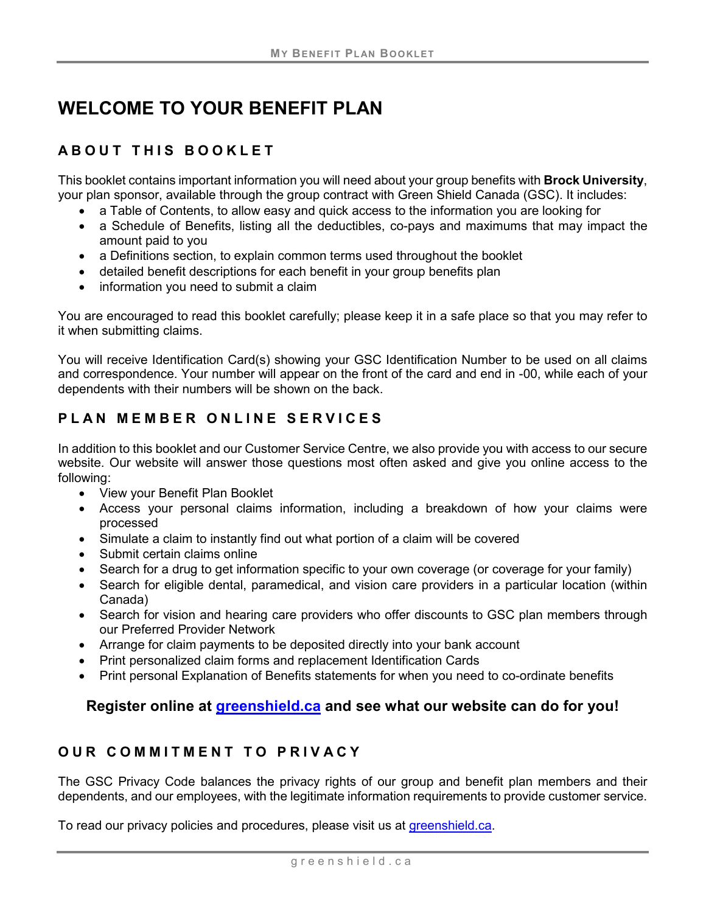# WELCOME TO YOUR BENEFIT PLAN

## ABOUT THIS BOOKLET

This booklet contains important information you will need about your group benefits with **Brock University**, your plan sponsor, available through the group contract with Green Shield Canada (GSC). It includes:

- a Table of Contents, to allow easy and quick access to the information you are looking for
- a Schedule of Benefits, listing all the deductibles, co-pays and maximums that may impact the amount paid to you
- a Definitions section, to explain common terms used throughout the booklet
- detailed benefit descriptions for each benefit in your group benefits plan
- information you need to submit a claim

You are encouraged to read this booklet carefully; please keep it in a safe place so that you may refer to it when submitting claims.

You will receive Identification Card(s) showing your GSC Identification Number to be used on all claims and correspondence. Your number will appear on the front of the card and end in -00, while each of your dependents with their numbers will be shown on the back.

## PLAN MEMBER ONLINE SERVICES

In addition to this booklet and our Customer Service Centre, we also provide you with access to our secure website. Our website will answer those questions most often asked and give you online access to the following:

- View your Benefit Plan Booklet
- Access your personal claims information, including a breakdown of how your claims were processed
- Simulate a claim to instantly find out what portion of a claim will be covered
- Submit certain claims online
- Search for a drug to get information specific to your own coverage (or coverage for your family)
- Search for eligible dental, paramedical, and vision care providers in a particular location (within Canada)
- Search for vision and hearing care providers who offer discounts to GSC plan members through our Preferred Provider Network
- Arrange for claim payments to be deposited directly into your bank account
- Print personalized claim forms and replacement Identification Cards
- Print personal Explanation of Benefits statements for when you need to co-ordinate benefits

**Register online at greenshield.ca and see what our website can do for you!**

## OUR COMMITMENT TO PRIVACY

The GSC Privacy Code balances the privacy rights of our group and benefit plan members and their dependents, and our employees, with the legitimate information requirements to provide customer service.

To read our privacy policies and procedures, please visit us at greenshield.ca.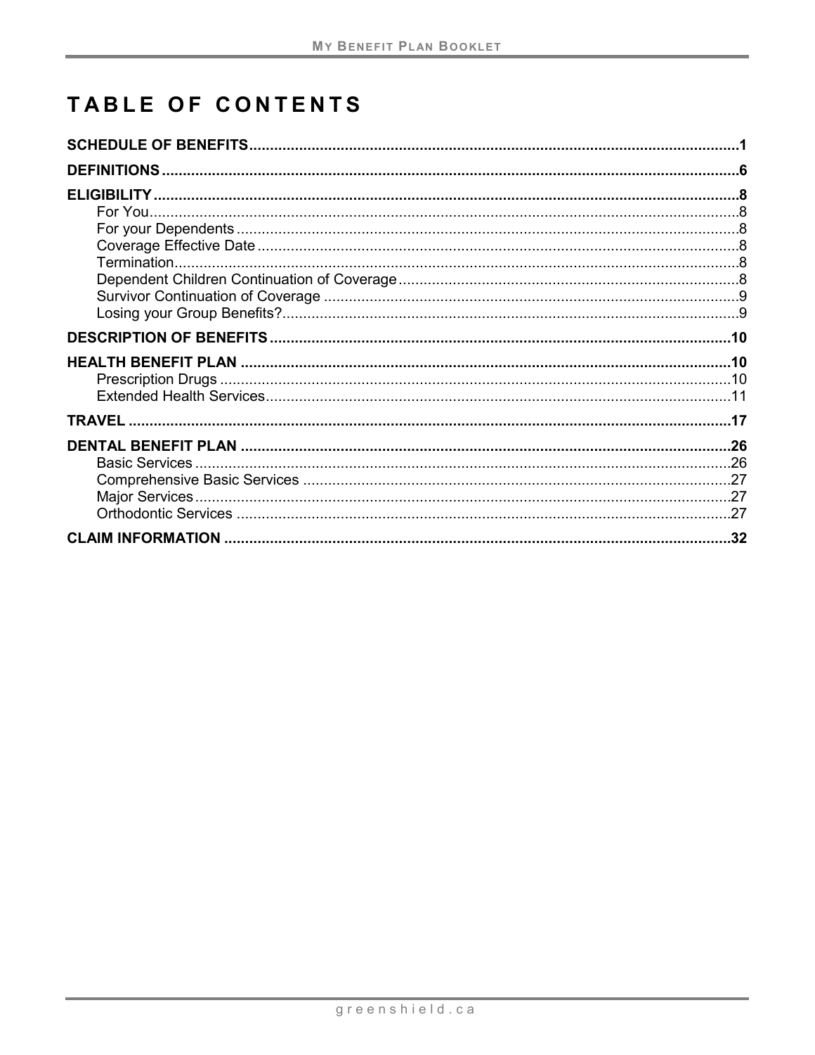# TABLE OF CONTENTS

**SCHEDULE OF BENEFITS** ..... **1**

**DEFINITIONS** ..... **6**

**ELIGIBILITY** ..... **8**
- For You ..... 8
- For your Dependents ..... 8
- Coverage Effective Date ..... 8
- Termination ..... 8
- Dependent Children Continuation of Coverage ..... 8
- Survivor Continuation of Coverage ..... 9
- Losing your Group Benefits? ..... 9

**DESCRIPTION OF BENEFITS** ..... **10**

**HEALTH BENEFIT PLAN** ..... **10**
- Prescription Drugs ..... 10
- Extended Health Services ..... 11

**TRAVEL** ..... **17**

**DENTAL BENEFIT PLAN** ..... **26**
- Basic Services ..... 26
- Comprehensive Basic Services ..... 27
- Major Services ..... 27
- Orthodontic Services ..... 27

**CLAIM INFORMATION** ..... **32**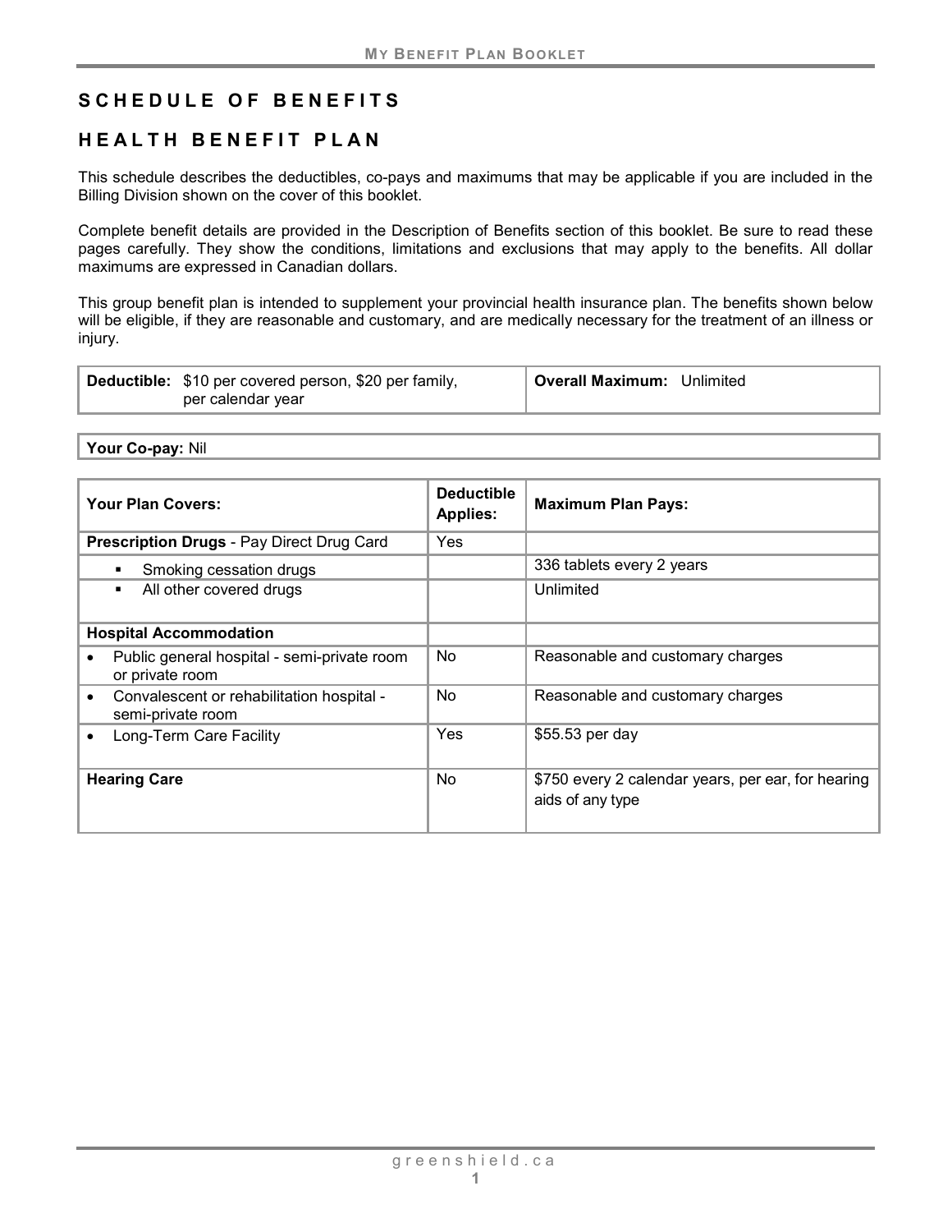# SCHEDULE OF BENEFITS

## HEALTH BENEFIT PLAN

This schedule describes the deductibles, co-pays and maximums that may be applicable if you are included in the Billing Division shown on the cover of this booklet.

Complete benefit details are provided in the Description of Benefits section of this booklet. Be sure to read these pages carefully. They show the conditions, limitations and exclusions that may apply to the benefits. All dollar maximums are expressed in Canadian dollars.

This group benefit plan is intended to supplement your provincial health insurance plan. The benefits shown below will be eligible, if they are reasonable and customary, and are medically necessary for the treatment of an illness or injury.

| **Deductible:** $10 per covered person, $20 per family, per calendar year | **Overall Maximum:** Unlimited |
|---|---|

**Your Co-pay:** Nil

| Your Plan Covers: | Deductible Applies: | Maximum Plan Pays: |
|---|---|---|
| **Prescription Drugs** - Pay Direct Drug Card | Yes | |
| ▪ Smoking cessation drugs | | 336 tablets every 2 years |
| ▪ All other covered drugs | | Unlimited |
| **Hospital Accommodation** | | |
| • Public general hospital - semi-private room or private room | No | Reasonable and customary charges |
| • Convalescent or rehabilitation hospital - semi-private room | No | Reasonable and customary charges |
| • Long-Term Care Facility | Yes | $55.53 per day |
| **Hearing Care** | No | $750 every 2 calendar years, per ear, for hearing aids of any type |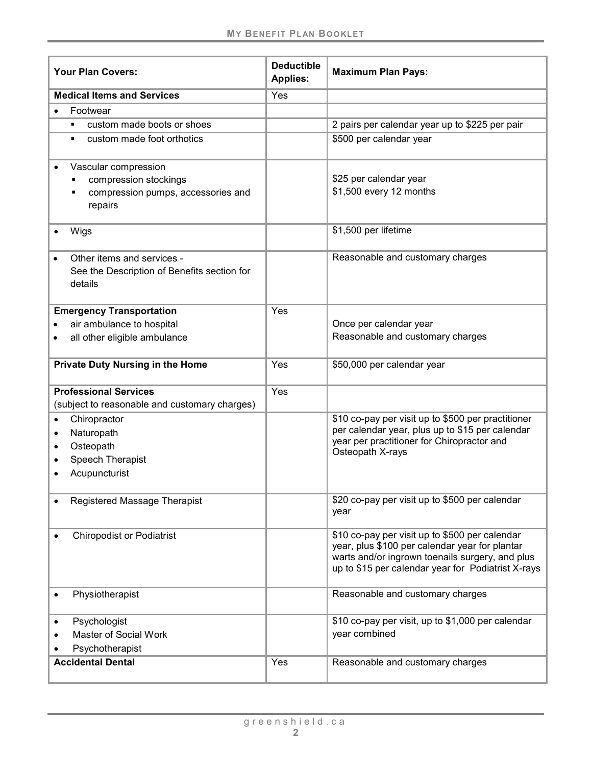| Your Plan Covers: | Deductible Applies: | Maximum Plan Pays: |
|---|---|---|
| **Medical Items and Services** | Yes | |
| • Footwear | | |
| ▪ custom made boots or shoes | | 2 pairs per calendar year up to $225 per pair |
| ▪ custom made foot orthotics | | $500 per calendar year |
| • Vascular compression<br>▪ compression stockings<br>▪ compression pumps, accessories and repairs | | <br>$25 per calendar year<br>$1,500 every 12 months |
| • Wigs | | $1,500 per lifetime |
| • Other items and services - See the Description of Benefits section for details | | Reasonable and customary charges |
| **Emergency Transportation**<br>• air ambulance to hospital<br>• all other eligible ambulance | Yes | <br>Once per calendar year<br>Reasonable and customary charges |
| **Private Duty Nursing in the Home** | Yes | $50,000 per calendar year |
| **Professional Services** (subject to reasonable and customary charges) | Yes | |
| • Chiropractor<br>• Naturopath<br>• Osteopath<br>• Speech Therapist<br>• Acupuncturist | | $10 co-pay per visit up to $500 per practitioner per calendar year, plus up to $15 per calendar year per practitioner for Chiropractor and Osteopath X-rays |
| • Registered Massage Therapist | | $20 co-pay per visit up to $500 per calendar year |
| • Chiropodist or Podiatrist | | $10 co-pay per visit up to $500 per calendar year, plus $100 per calendar year for plantar warts and/or ingrown toenails surgery, and plus up to $15 per calendar year for Podiatrist X-rays |
| • Physiotherapist | | Reasonable and customary charges |
| • Psychologist<br>• Master of Social Work<br>• Psychotherapist | | $10 co-pay per visit, up to $1,000 per calendar year combined |
| **Accidental Dental** | Yes | Reasonable and customary charges |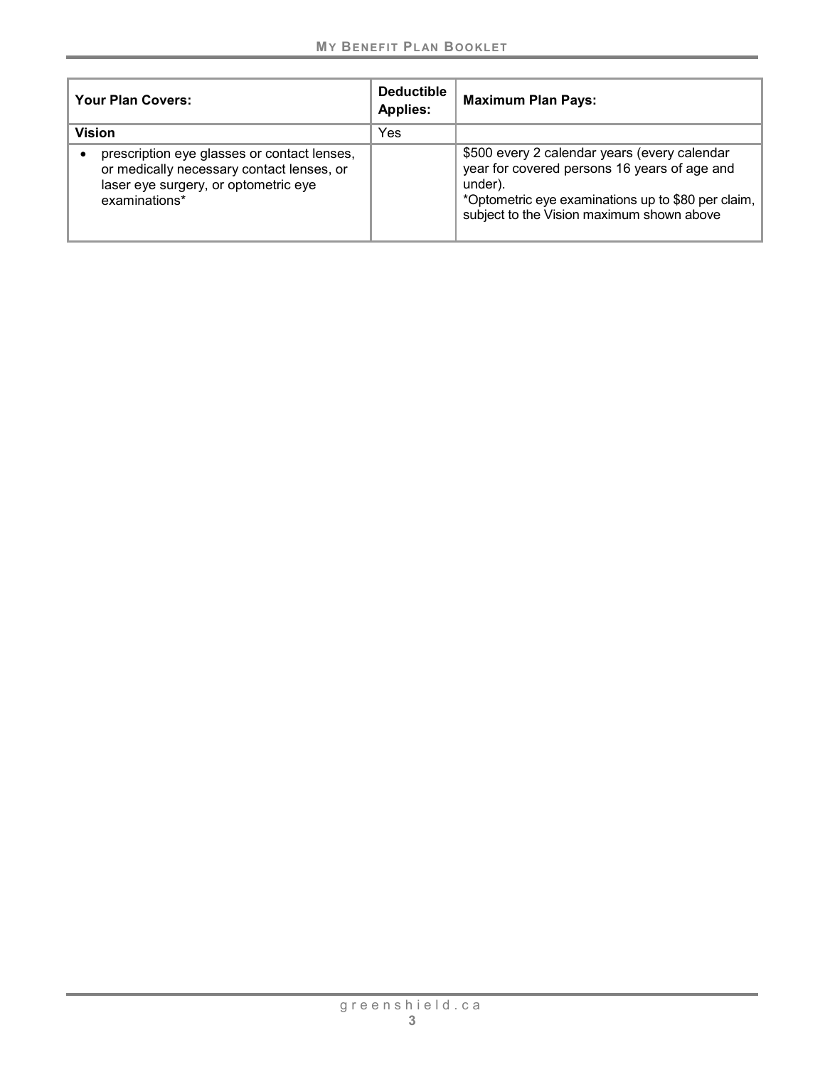| Your Plan Covers: | Deductible Applies: | Maximum Plan Pays: |
|---|---|---|
| **Vision** | Yes | |
| • prescription eye glasses or contact lenses, or medically necessary contact lenses, or laser eye surgery, or optometric eye examinations* | | $500 every 2 calendar years (every calendar year for covered persons 16 years of age and under).<br>*Optometric eye examinations up to $80 per claim, subject to the Vision maximum shown above |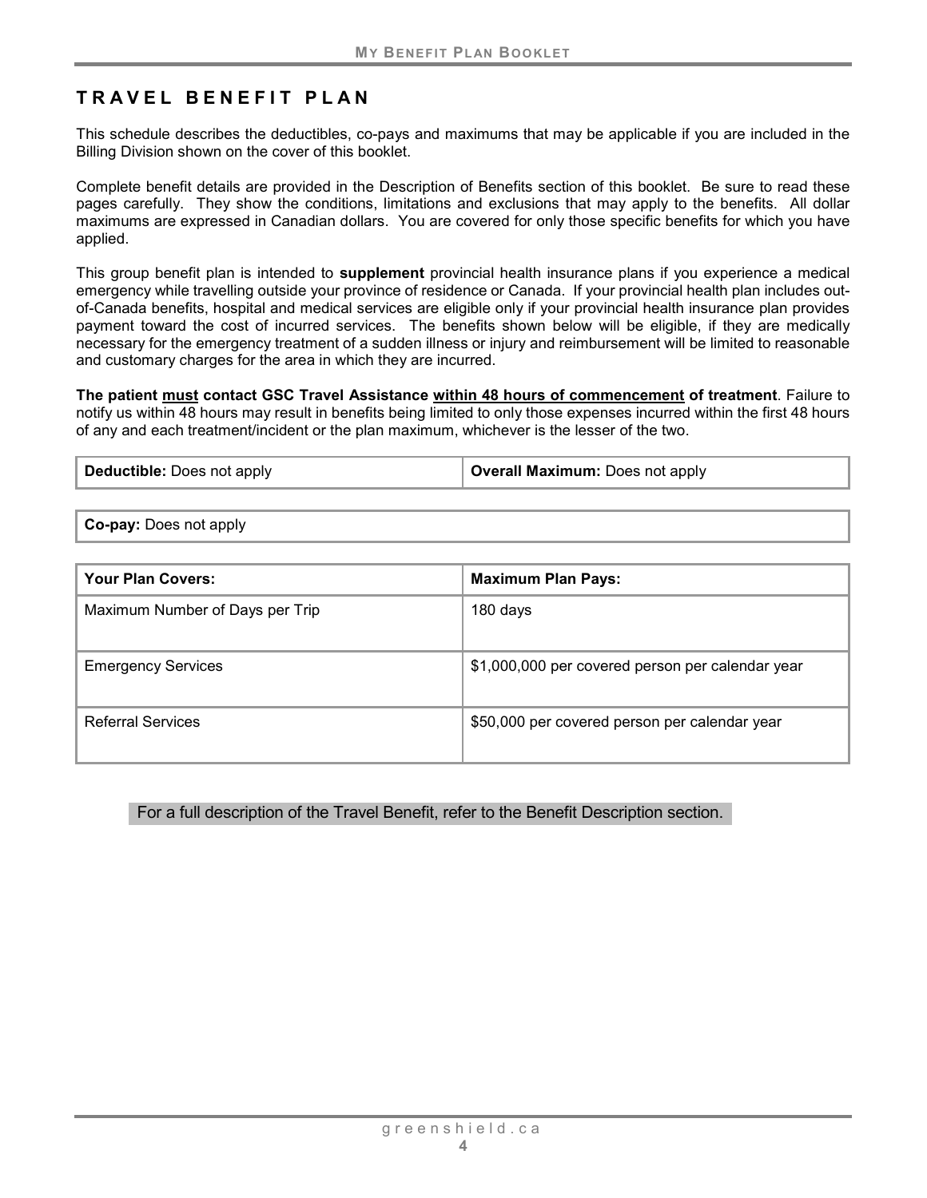# TRAVEL BENEFIT PLAN

This schedule describes the deductibles, co-pays and maximums that may be applicable if you are included in the Billing Division shown on the cover of this booklet.

Complete benefit details are provided in the Description of Benefits section of this booklet. Be sure to read these pages carefully. They show the conditions, limitations and exclusions that may apply to the benefits. All dollar maximums are expressed in Canadian dollars. You are covered for only those specific benefits for which you have applied.

This group benefit plan is intended to **supplement** provincial health insurance plans if you experience a medical emergency while travelling outside your province of residence or Canada. If your provincial health plan includes out-of-Canada benefits, hospital and medical services are eligible only if your provincial health insurance plan provides payment toward the cost of incurred services. The benefits shown below will be eligible, if they are medically necessary for the emergency treatment of a sudden illness or injury and reimbursement will be limited to reasonable and customary charges for the area in which they are incurred.

**The patient must contact GSC Travel Assistance within 48 hours of commencement of treatment**. Failure to notify us within 48 hours may result in benefits being limited to only those expenses incurred within the first 48 hours of any and each treatment/incident or the plan maximum, whichever is the lesser of the two.

| **Deductible:** Does not apply | **Overall Maximum:** Does not apply |
|---|---|

| **Co-pay:** Does not apply |
|---|

| **Your Plan Covers:** | **Maximum Plan Pays:** |
|---|---|
| Maximum Number of Days per Trip | 180 days |
| Emergency Services | $1,000,000 per covered person per calendar year |
| Referral Services | $50,000 per covered person per calendar year |

For a full description of the Travel Benefit, refer to the Benefit Description section.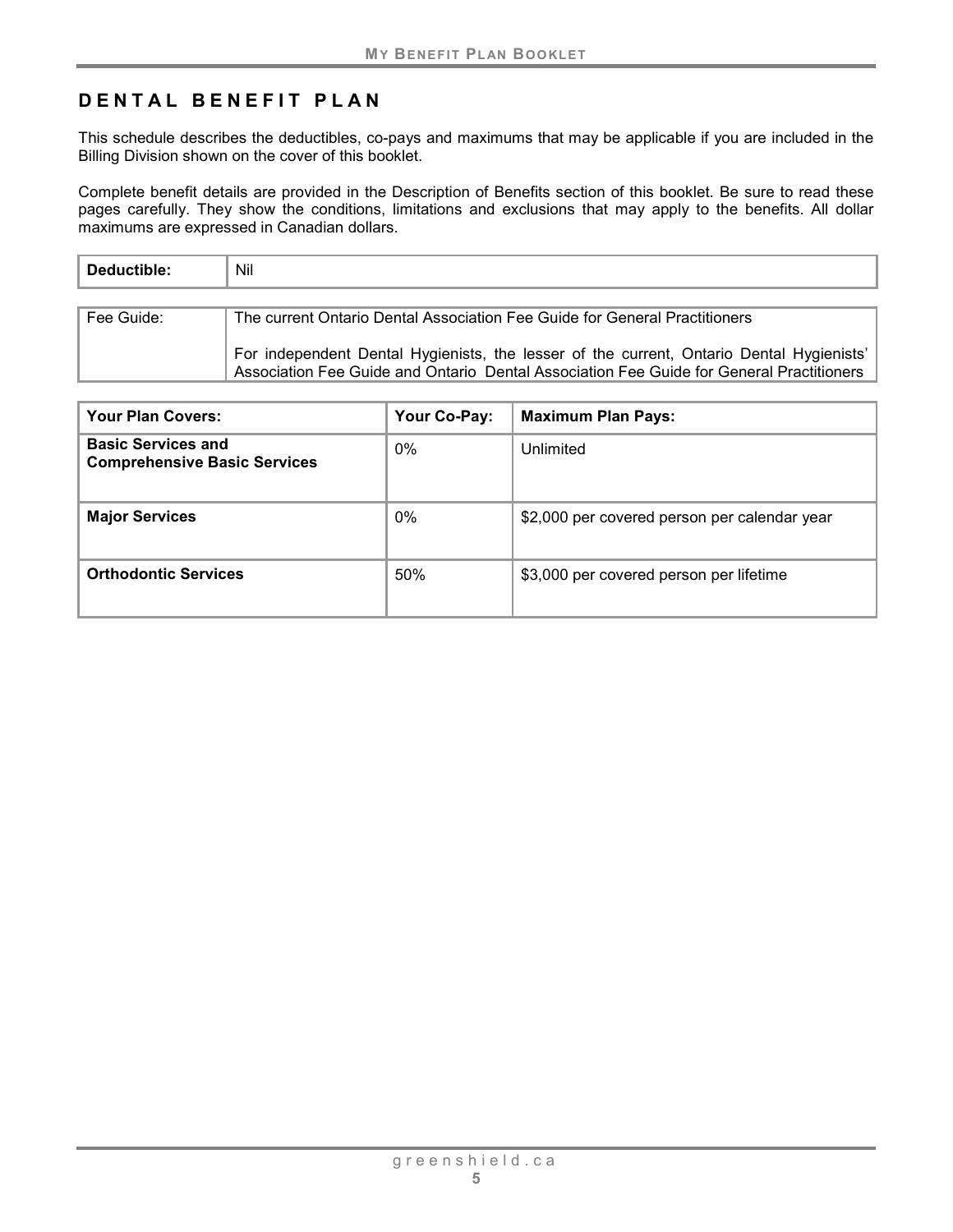## DENTAL BENEFIT PLAN

This schedule describes the deductibles, co-pays and maximums that may be applicable if you are included in the Billing Division shown on the cover of this booklet.

Complete benefit details are provided in the Description of Benefits section of this booklet. Be sure to read these pages carefully. They show the conditions, limitations and exclusions that may apply to the benefits. All dollar maximums are expressed in Canadian dollars.

| **Deductible:** | Nil |
|---|---|

| Fee Guide: | The current Ontario Dental Association Fee Guide for General Practitioners<br><br>For independent Dental Hygienists, the lesser of the current, Ontario Dental Hygienists' Association Fee Guide and Ontario Dental Association Fee Guide for General Practitioners |
|---|---|

| **Your Plan Covers:** | **Your Co-Pay:** | **Maximum Plan Pays:** |
|---|---|---|
| **Basic Services and Comprehensive Basic Services** | 0% | Unlimited |
| **Major Services** | 0% | $2,000 per covered person per calendar year |
| **Orthodontic Services** | 50% | $3,000 per covered person per lifetime |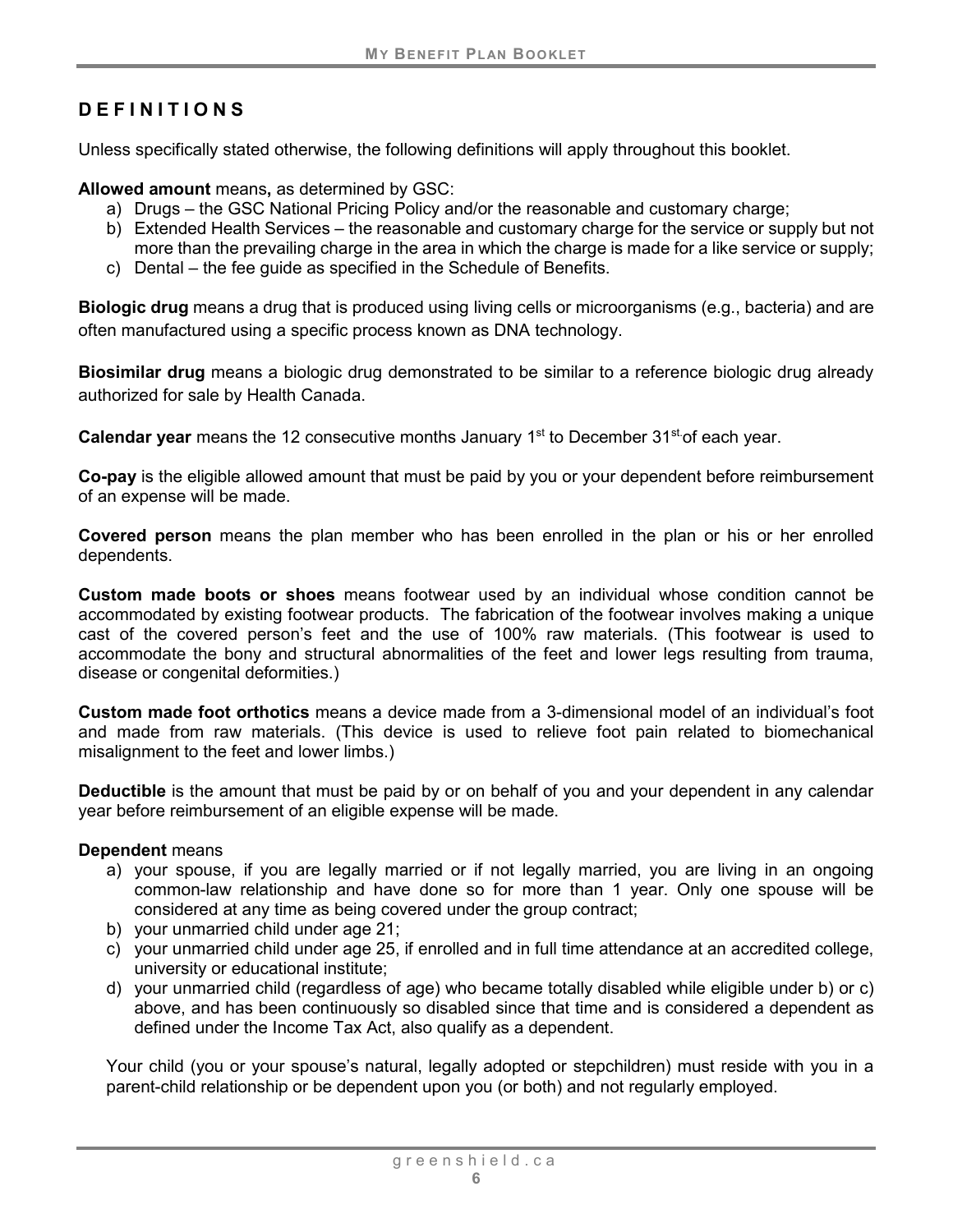## DEFINITIONS

Unless specifically stated otherwise, the following definitions will apply throughout this booklet.

**Allowed amount** means**,** as determined by GSC:

a) Drugs – the GSC National Pricing Policy and/or the reasonable and customary charge;
b) Extended Health Services – the reasonable and customary charge for the service or supply but not more than the prevailing charge in the area in which the charge is made for a like service or supply;
c) Dental – the fee guide as specified in the Schedule of Benefits.

**Biologic drug** means a drug that is produced using living cells or microorganisms (e.g., bacteria) and are often manufactured using a specific process known as DNA technology.

**Biosimilar drug** means a biologic drug demonstrated to be similar to a reference biologic drug already authorized for sale by Health Canada.

**Calendar year** means the 12 consecutive months January 1st to December 31st of each year.

**Co-pay** is the eligible allowed amount that must be paid by you or your dependent before reimbursement of an expense will be made.

**Covered person** means the plan member who has been enrolled in the plan or his or her enrolled dependents.

**Custom made boots or shoes** means footwear used by an individual whose condition cannot be accommodated by existing footwear products. The fabrication of the footwear involves making a unique cast of the covered person's feet and the use of 100% raw materials. (This footwear is used to accommodate the bony and structural abnormalities of the feet and lower legs resulting from trauma, disease or congenital deformities.)

**Custom made foot orthotics** means a device made from a 3-dimensional model of an individual's foot and made from raw materials. (This device is used to relieve foot pain related to biomechanical misalignment to the feet and lower limbs.)

**Deductible** is the amount that must be paid by or on behalf of you and your dependent in any calendar year before reimbursement of an eligible expense will be made.

**Dependent** means

a) your spouse, if you are legally married or if not legally married, you are living in an ongoing common-law relationship and have done so for more than 1 year. Only one spouse will be considered at any time as being covered under the group contract;
b) your unmarried child under age 21;
c) your unmarried child under age 25, if enrolled and in full time attendance at an accredited college, university or educational institute;
d) your unmarried child (regardless of age) who became totally disabled while eligible under b) or c) above, and has been continuously so disabled since that time and is considered a dependent as defined under the Income Tax Act, also qualify as a dependent.

Your child (you or your spouse's natural, legally adopted or stepchildren) must reside with you in a parent-child relationship or be dependent upon you (or both) and not regularly employed.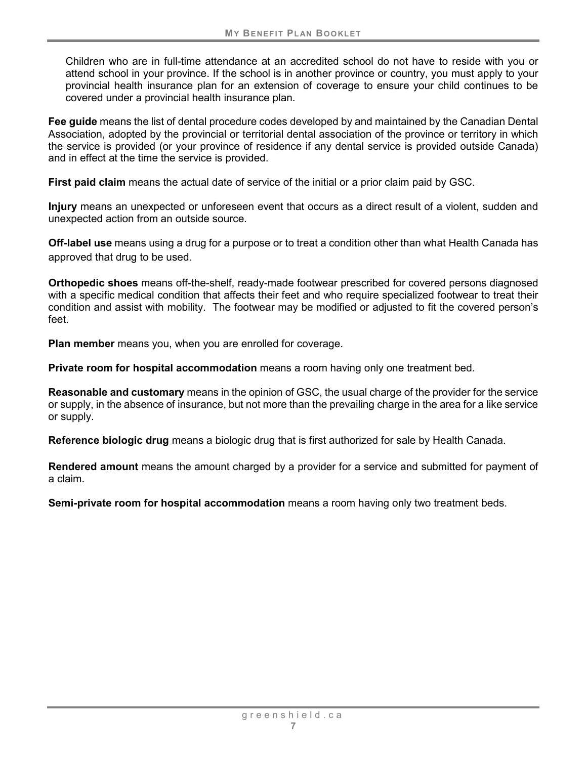Children who are in full-time attendance at an accredited school do not have to reside with you or attend school in your province. If the school is in another province or country, you must apply to your provincial health insurance plan for an extension of coverage to ensure your child continues to be covered under a provincial health insurance plan.

**Fee guide** means the list of dental procedure codes developed by and maintained by the Canadian Dental Association, adopted by the provincial or territorial dental association of the province or territory in which the service is provided (or your province of residence if any dental service is provided outside Canada) and in effect at the time the service is provided.

**First paid claim** means the actual date of service of the initial or a prior claim paid by GSC.

**Injury** means an unexpected or unforeseen event that occurs as a direct result of a violent, sudden and unexpected action from an outside source.

**Off-label use** means using a drug for a purpose or to treat a condition other than what Health Canada has approved that drug to be used.

**Orthopedic shoes** means off-the-shelf, ready-made footwear prescribed for covered persons diagnosed with a specific medical condition that affects their feet and who require specialized footwear to treat their condition and assist with mobility. The footwear may be modified or adjusted to fit the covered person's feet.

**Plan member** means you, when you are enrolled for coverage.

**Private room for hospital accommodation** means a room having only one treatment bed.

**Reasonable and customary** means in the opinion of GSC, the usual charge of the provider for the service or supply, in the absence of insurance, but not more than the prevailing charge in the area for a like service or supply.

**Reference biologic drug** means a biologic drug that is first authorized for sale by Health Canada.

**Rendered amount** means the amount charged by a provider for a service and submitted for payment of a claim.

**Semi-private room for hospital accommodation** means a room having only two treatment beds.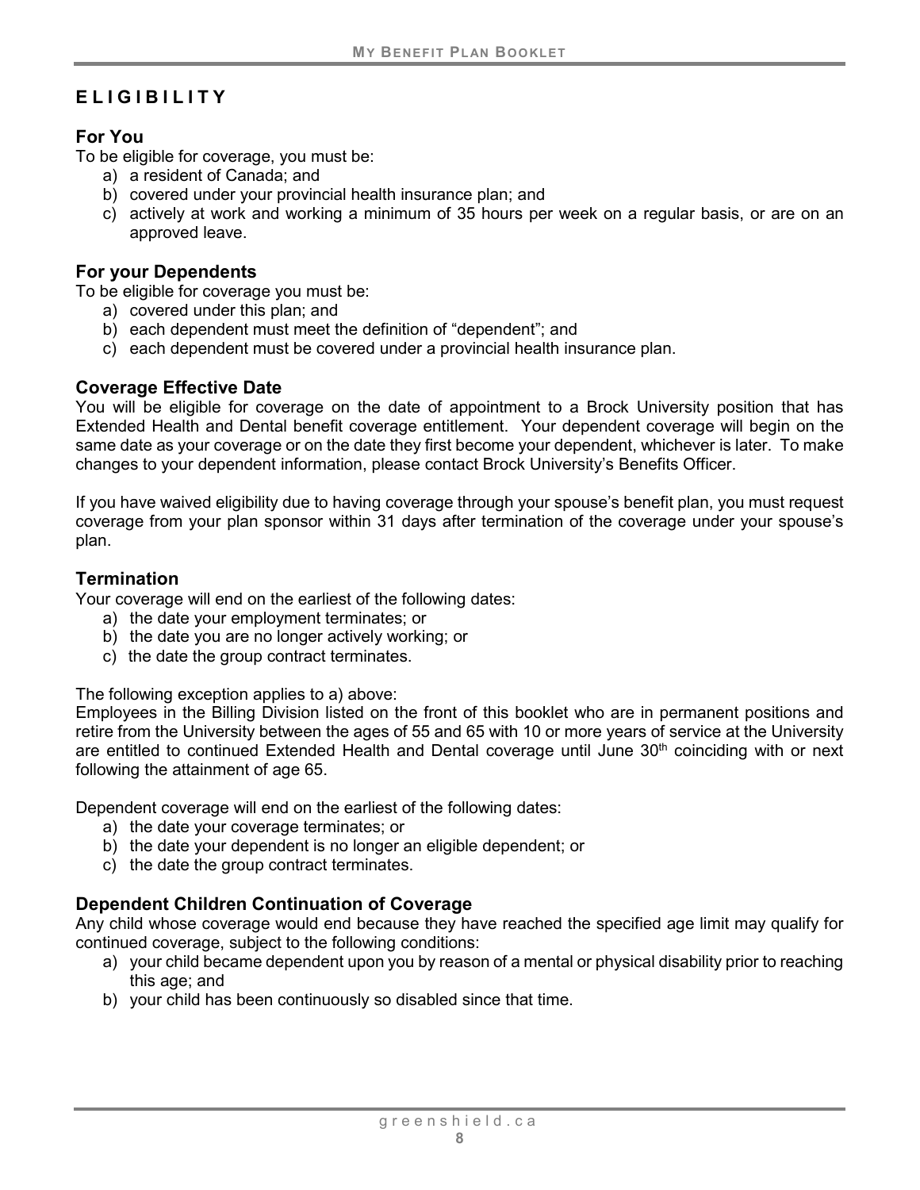# ELIGIBILITY

## For You

To be eligible for coverage, you must be:

a) a resident of Canada; and
b) covered under your provincial health insurance plan; and
c) actively at work and working a minimum of 35 hours per week on a regular basis, or are on an approved leave.

## For your Dependents

To be eligible for coverage you must be:

a) covered under this plan; and
b) each dependent must meet the definition of "dependent"; and
c) each dependent must be covered under a provincial health insurance plan.

## Coverage Effective Date

You will be eligible for coverage on the date of appointment to a Brock University position that has Extended Health and Dental benefit coverage entitlement. Your dependent coverage will begin on the same date as your coverage or on the date they first become your dependent, whichever is later. To make changes to your dependent information, please contact Brock University's Benefits Officer.

If you have waived eligibility due to having coverage through your spouse's benefit plan, you must request coverage from your plan sponsor within 31 days after termination of the coverage under your spouse's plan.

## Termination

Your coverage will end on the earliest of the following dates:

a) the date your employment terminates; or
b) the date you are no longer actively working; or
c) the date the group contract terminates.

The following exception applies to a) above:
Employees in the Billing Division listed on the front of this booklet who are in permanent positions and retire from the University between the ages of 55 and 65 with 10 or more years of service at the University are entitled to continued Extended Health and Dental coverage until June 30th coinciding with or next following the attainment of age 65.

Dependent coverage will end on the earliest of the following dates:

a) the date your coverage terminates; or
b) the date your dependent is no longer an eligible dependent; or
c) the date the group contract terminates.

## Dependent Children Continuation of Coverage

Any child whose coverage would end because they have reached the specified age limit may qualify for continued coverage, subject to the following conditions:

a) your child became dependent upon you by reason of a mental or physical disability prior to reaching this age; and
b) your child has been continuously so disabled since that time.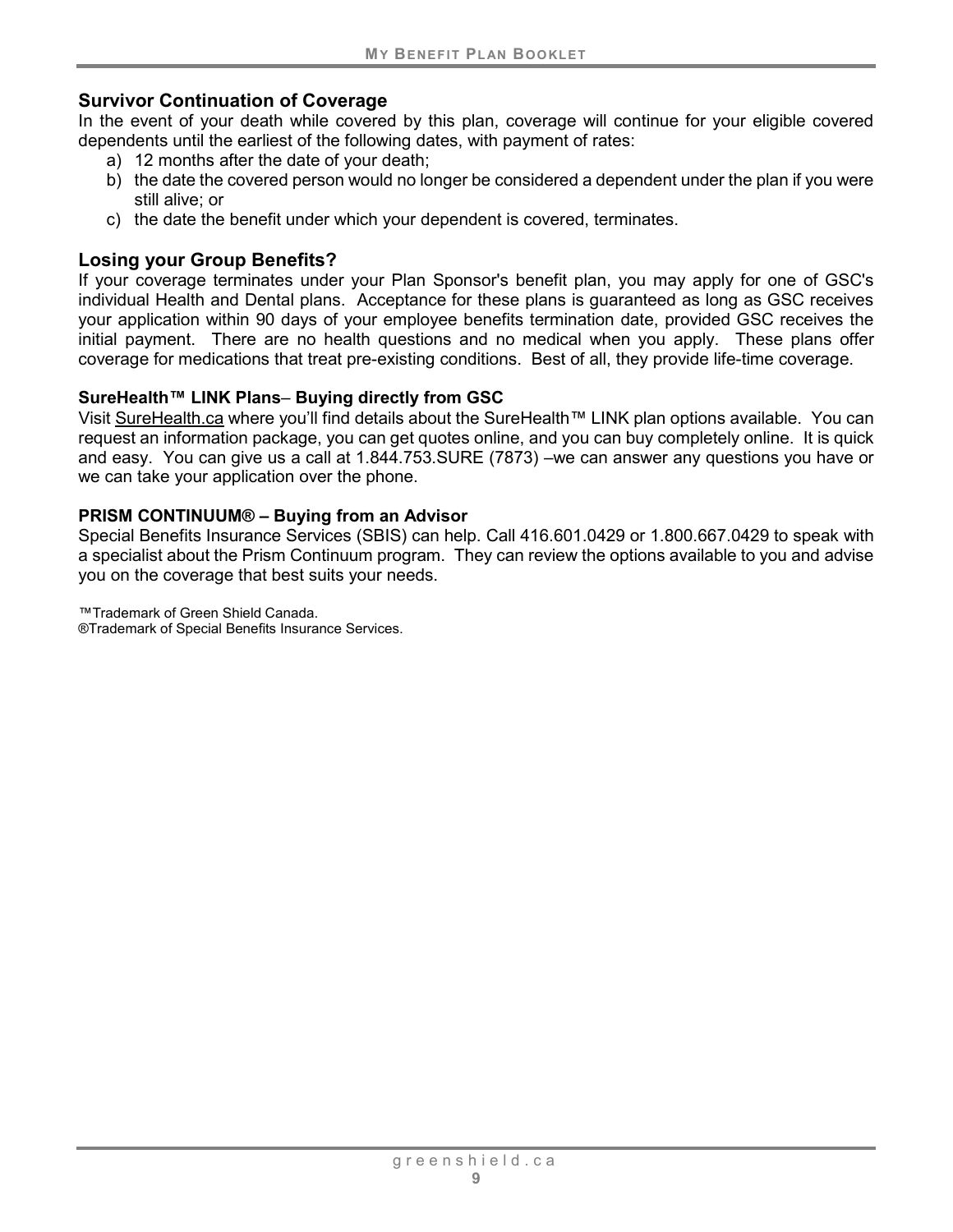## Survivor Continuation of Coverage

In the event of your death while covered by this plan, coverage will continue for your eligible covered dependents until the earliest of the following dates, with payment of rates:

a) 12 months after the date of your death;
b) the date the covered person would no longer be considered a dependent under the plan if you were still alive; or
c) the date the benefit under which your dependent is covered, terminates.

## Losing your Group Benefits?

If your coverage terminates under your Plan Sponsor's benefit plan, you may apply for one of GSC's individual Health and Dental plans. Acceptance for these plans is guaranteed as long as GSC receives your application within 90 days of your employee benefits termination date, provided GSC receives the initial payment. There are no health questions and no medical when you apply. These plans offer coverage for medications that treat pre-existing conditions. Best of all, they provide life-time coverage.

### SureHealth™ LINK Plans– Buying directly from GSC

Visit SureHealth.ca where you'll find details about the SureHealth™ LINK plan options available. You can request an information package, you can get quotes online, and you can buy completely online. It is quick and easy. You can give us a call at 1.844.753.SURE (7873) –we can answer any questions you have or we can take your application over the phone.

### PRISM CONTINUUM® – Buying from an Advisor

Special Benefits Insurance Services (SBIS) can help. Call 416.601.0429 or 1.800.667.0429 to speak with a specialist about the Prism Continuum program. They can review the options available to you and advise you on the coverage that best suits your needs.

™Trademark of Green Shield Canada.
®Trademark of Special Benefits Insurance Services.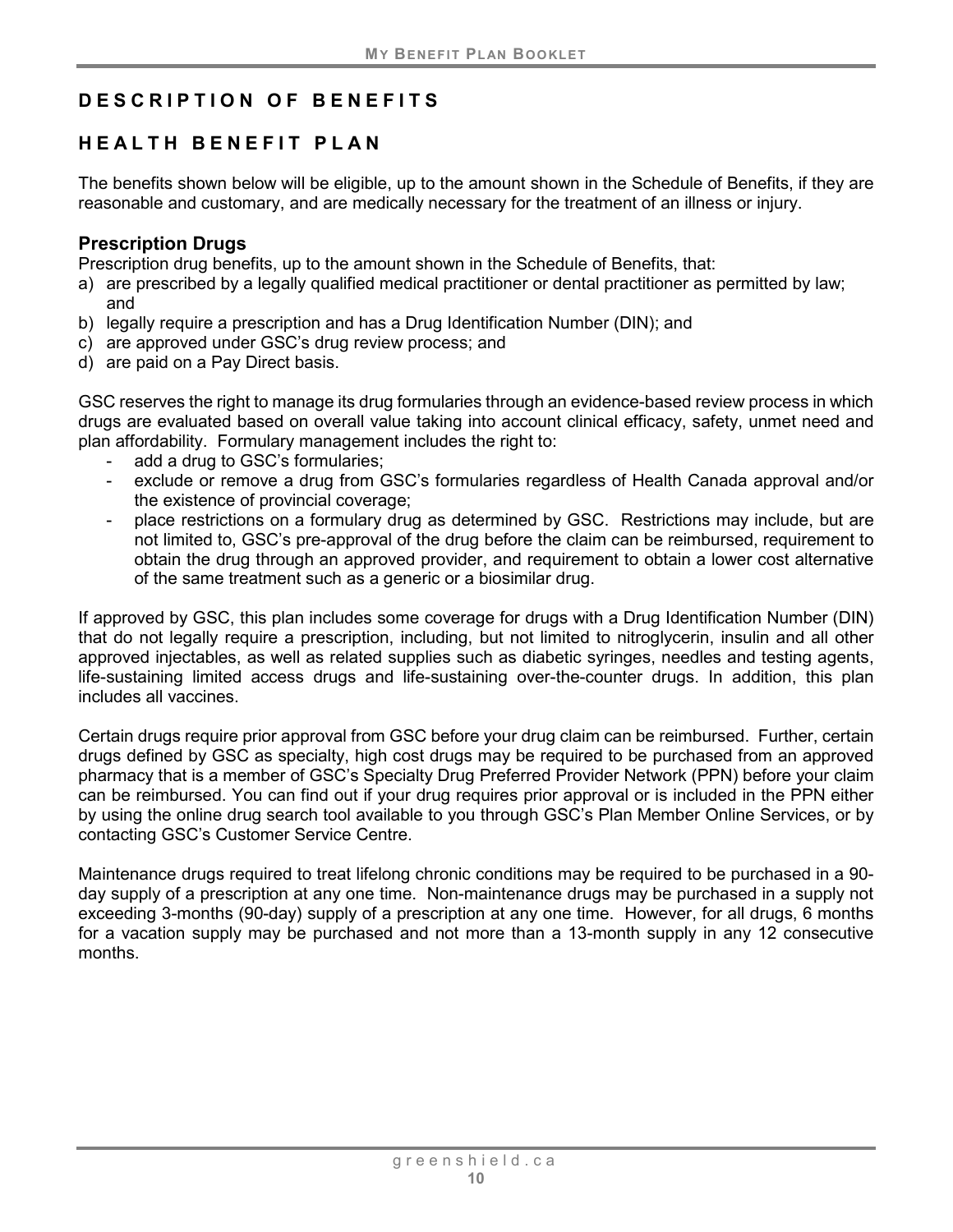# DESCRIPTION OF BENEFITS

## HEALTH BENEFIT PLAN

The benefits shown below will be eligible, up to the amount shown in the Schedule of Benefits, if they are reasonable and customary, and are medically necessary for the treatment of an illness or injury.

### Prescription Drugs

Prescription drug benefits, up to the amount shown in the Schedule of Benefits, that:

a) are prescribed by a legally qualified medical practitioner or dental practitioner as permitted by law; and
b) legally require a prescription and has a Drug Identification Number (DIN); and
c) are approved under GSC's drug review process; and
d) are paid on a Pay Direct basis.

GSC reserves the right to manage its drug formularies through an evidence-based review process in which drugs are evaluated based on overall value taking into account clinical efficacy, safety, unmet need and plan affordability. Formulary management includes the right to:

- add a drug to GSC's formularies;
- exclude or remove a drug from GSC's formularies regardless of Health Canada approval and/or the existence of provincial coverage;
- place restrictions on a formulary drug as determined by GSC. Restrictions may include, but are not limited to, GSC's pre-approval of the drug before the claim can be reimbursed, requirement to obtain the drug through an approved provider, and requirement to obtain a lower cost alternative of the same treatment such as a generic or a biosimilar drug.

If approved by GSC, this plan includes some coverage for drugs with a Drug Identification Number (DIN) that do not legally require a prescription, including, but not limited to nitroglycerin, insulin and all other approved injectables, as well as related supplies such as diabetic syringes, needles and testing agents, life-sustaining limited access drugs and life-sustaining over-the-counter drugs. In addition, this plan includes all vaccines.

Certain drugs require prior approval from GSC before your drug claim can be reimbursed. Further, certain drugs defined by GSC as specialty, high cost drugs may be required to be purchased from an approved pharmacy that is a member of GSC's Specialty Drug Preferred Provider Network (PPN) before your claim can be reimbursed. You can find out if your drug requires prior approval or is included in the PPN either by using the online drug search tool available to you through GSC's Plan Member Online Services, or by contacting GSC's Customer Service Centre.

Maintenance drugs required to treat lifelong chronic conditions may be required to be purchased in a 90-day supply of a prescription at any one time. Non-maintenance drugs may be purchased in a supply not exceeding 3-months (90-day) supply of a prescription at any one time. However, for all drugs, 6 months for a vacation supply may be purchased and not more than a 13-month supply in any 12 consecutive months.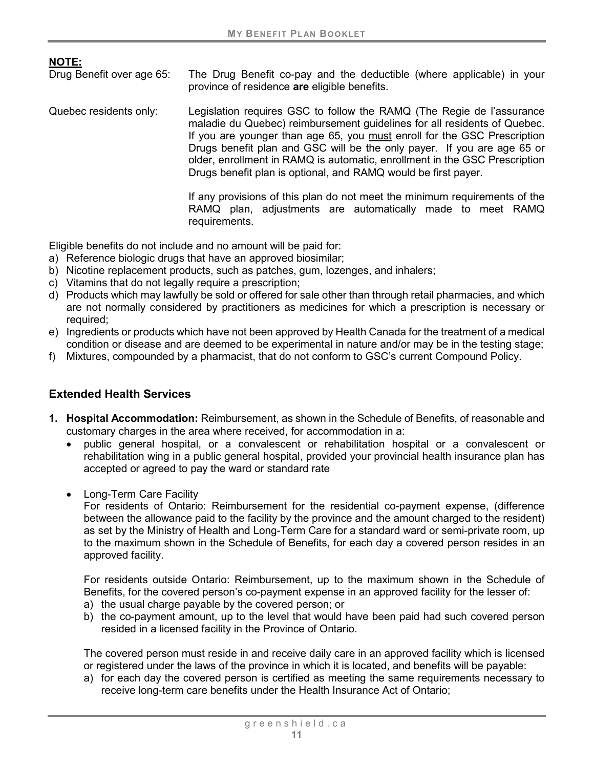**NOTE:**

Drug Benefit over age 65: The Drug Benefit co-pay and the deductible (where applicable) in your province of residence **are** eligible benefits.

Quebec residents only: Legislation requires GSC to follow the RAMQ (The Regie de l'assurance maladie du Quebec) reimbursement guidelines for all residents of Quebec. If you are younger than age 65, you must enroll for the GSC Prescription Drugs benefit plan and GSC will be the only payer. If you are age 65 or older, enrollment in RAMQ is automatic, enrollment in the GSC Prescription Drugs benefit plan is optional, and RAMQ would be first payer.

If any provisions of this plan do not meet the minimum requirements of the RAMQ plan, adjustments are automatically made to meet RAMQ requirements.

Eligible benefits do not include and no amount will be paid for:

a) Reference biologic drugs that have an approved biosimilar;
b) Nicotine replacement products, such as patches, gum, lozenges, and inhalers;
c) Vitamins that do not legally require a prescription;
d) Products which may lawfully be sold or offered for sale other than through retail pharmacies, and which are not normally considered by practitioners as medicines for which a prescription is necessary or required;
e) Ingredients or products which have not been approved by Health Canada for the treatment of a medical condition or disease and are deemed to be experimental in nature and/or may be in the testing stage;
f) Mixtures, compounded by a pharmacist, that do not conform to GSC's current Compound Policy.

## Extended Health Services

1. **Hospital Accommodation:** Reimbursement, as shown in the Schedule of Benefits, of reasonable and customary charges in the area where received, for accommodation in a:
   - public general hospital, or a convalescent or rehabilitation hospital or a convalescent or rehabilitation wing in a public general hospital, provided your provincial health insurance plan has accepted or agreed to pay the ward or standard rate
   - Long-Term Care Facility

     For residents of Ontario: Reimbursement for the residential co-payment expense, (difference between the allowance paid to the facility by the province and the amount charged to the resident) as set by the Ministry of Health and Long-Term Care for a standard ward or semi-private room, up to the maximum shown in the Schedule of Benefits, for each day a covered person resides in an approved facility.

     For residents outside Ontario: Reimbursement, up to the maximum shown in the Schedule of Benefits, for the covered person's co-payment expense in an approved facility for the lesser of:

     a) the usual charge payable by the covered person; or
     b) the co-payment amount, up to the level that would have been paid had such covered person resided in a licensed facility in the Province of Ontario.

     The covered person must reside in and receive daily care in an approved facility which is licensed or registered under the laws of the province in which it is located, and benefits will be payable:

     a) for each day the covered person is certified as meeting the same requirements necessary to receive long-term care benefits under the Health Insurance Act of Ontario;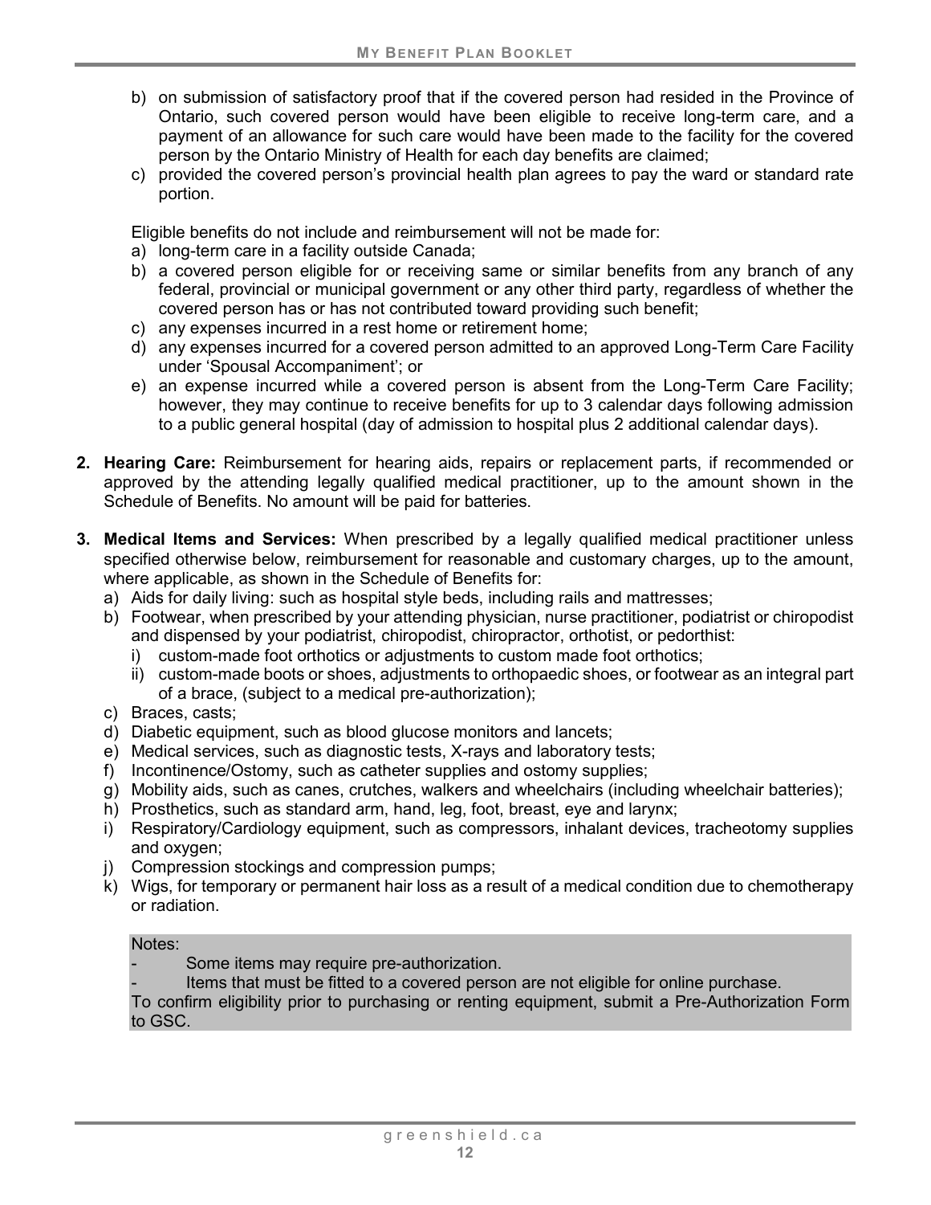b) on submission of satisfactory proof that if the covered person had resided in the Province of Ontario, such covered person would have been eligible to receive long-term care, and a payment of an allowance for such care would have been made to the facility for the covered person by the Ontario Ministry of Health for each day benefits are claimed;
c) provided the covered person's provincial health plan agrees to pay the ward or standard rate portion.

Eligible benefits do not include and reimbursement will not be made for:

a) long-term care in a facility outside Canada;
b) a covered person eligible for or receiving same or similar benefits from any branch of any federal, provincial or municipal government or any other third party, regardless of whether the covered person has or has not contributed toward providing such benefit;
c) any expenses incurred in a rest home or retirement home;
d) any expenses incurred for a covered person admitted to an approved Long-Term Care Facility under 'Spousal Accompaniment'; or
e) an expense incurred while a covered person is absent from the Long-Term Care Facility; however, they may continue to receive benefits for up to 3 calendar days following admission to a public general hospital (day of admission to hospital plus 2 additional calendar days).

2. **Hearing Care:** Reimbursement for hearing aids, repairs or replacement parts, if recommended or approved by the attending legally qualified medical practitioner, up to the amount shown in the Schedule of Benefits. No amount will be paid for batteries.

3. **Medical Items and Services:** When prescribed by a legally qualified medical practitioner unless specified otherwise below, reimbursement for reasonable and customary charges, up to the amount, where applicable, as shown in the Schedule of Benefits for:
   a) Aids for daily living: such as hospital style beds, including rails and mattresses;
   b) Footwear, when prescribed by your attending physician, nurse practitioner, podiatrist or chiropodist and dispensed by your podiatrist, chiropodist, chiropractor, orthotist, or pedorthist:
      i) custom-made foot orthotics or adjustments to custom made foot orthotics;
      ii) custom-made boots or shoes, adjustments to orthopaedic shoes, or footwear as an integral part of a brace, (subject to a medical pre-authorization);
   c) Braces, casts;
   d) Diabetic equipment, such as blood glucose monitors and lancets;
   e) Medical services, such as diagnostic tests, X-rays and laboratory tests;
   f) Incontinence/Ostomy, such as catheter supplies and ostomy supplies;
   g) Mobility aids, such as canes, crutches, walkers and wheelchairs (including wheelchair batteries);
   h) Prosthetics, such as standard arm, hand, leg, foot, breast, eye and larynx;
   i) Respiratory/Cardiology equipment, such as compressors, inhalant devices, tracheotomy supplies and oxygen;
   j) Compression stockings and compression pumps;
   k) Wigs, for temporary or permanent hair loss as a result of a medical condition due to chemotherapy or radiation.

   Notes:
   - Some items may require pre-authorization.
   - Items that must be fitted to a covered person are not eligible for online purchase.

   To confirm eligibility prior to purchasing or renting equipment, submit a Pre-Authorization Form to GSC.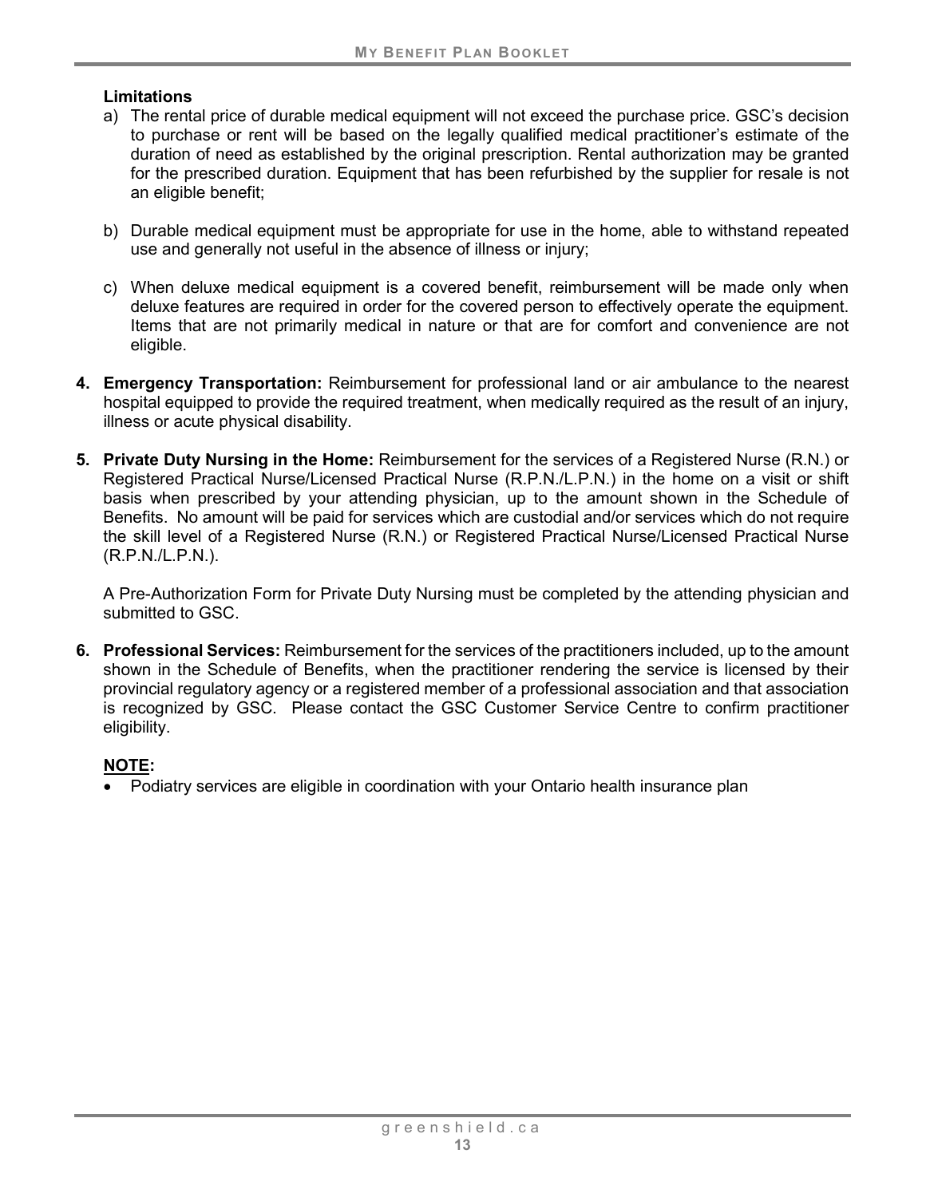**Limitations**

a) The rental price of durable medical equipment will not exceed the purchase price. GSC's decision to purchase or rent will be based on the legally qualified medical practitioner's estimate of the duration of need as established by the original prescription. Rental authorization may be granted for the prescribed duration. Equipment that has been refurbished by the supplier for resale is not an eligible benefit;

b) Durable medical equipment must be appropriate for use in the home, able to withstand repeated use and generally not useful in the absence of illness or injury;

c) When deluxe medical equipment is a covered benefit, reimbursement will be made only when deluxe features are required in order for the covered person to effectively operate the equipment. Items that are not primarily medical in nature or that are for comfort and convenience are not eligible.

4. **Emergency Transportation:** Reimbursement for professional land or air ambulance to the nearest hospital equipped to provide the required treatment, when medically required as the result of an injury, illness or acute physical disability.

5. **Private Duty Nursing in the Home:** Reimbursement for the services of a Registered Nurse (R.N.) or Registered Practical Nurse/Licensed Practical Nurse (R.P.N./L.P.N.) in the home on a visit or shift basis when prescribed by your attending physician, up to the amount shown in the Schedule of Benefits. No amount will be paid for services which are custodial and/or services which do not require the skill level of a Registered Nurse (R.N.) or Registered Practical Nurse/Licensed Practical Nurse (R.P.N./L.P.N.).

   A Pre-Authorization Form for Private Duty Nursing must be completed by the attending physician and submitted to GSC.

6. **Professional Services:** Reimbursement for the services of the practitioners included, up to the amount shown in the Schedule of Benefits, when the practitioner rendering the service is licensed by their provincial regulatory agency or a registered member of a professional association and that association is recognized by GSC. Please contact the GSC Customer Service Centre to confirm practitioner eligibility.

   **NOTE:**

   - Podiatry services are eligible in coordination with your Ontario health insurance plan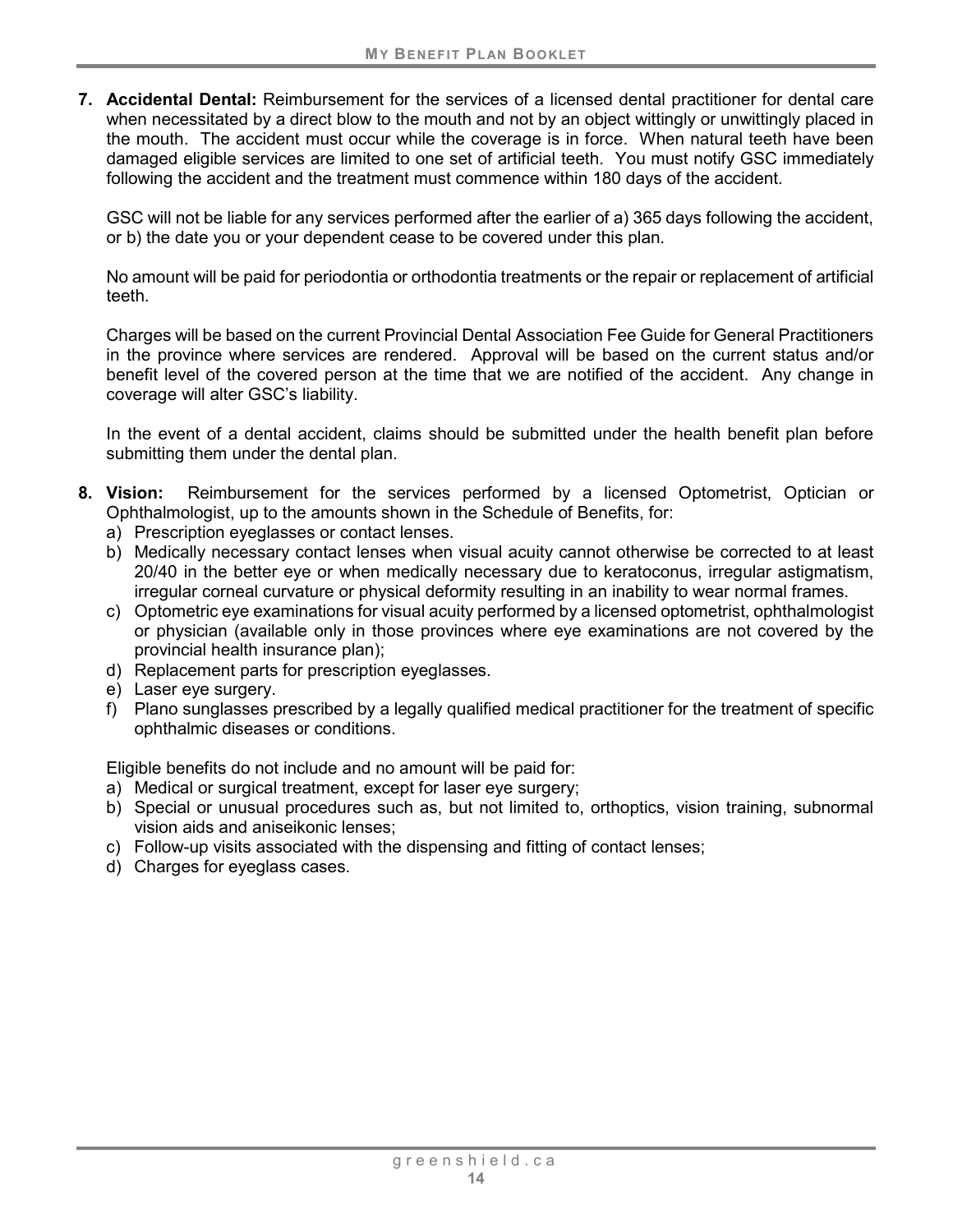7. **Accidental Dental:** Reimbursement for the services of a licensed dental practitioner for dental care when necessitated by a direct blow to the mouth and not by an object wittingly or unwittingly placed in the mouth. The accident must occur while the coverage is in force. When natural teeth have been damaged eligible services are limited to one set of artificial teeth. You must notify GSC immediately following the accident and the treatment must commence within 180 days of the accident.

   GSC will not be liable for any services performed after the earlier of a) 365 days following the accident, or b) the date you or your dependent cease to be covered under this plan.

   No amount will be paid for periodontia or orthodontia treatments or the repair or replacement of artificial teeth.

   Charges will be based on the current Provincial Dental Association Fee Guide for General Practitioners in the province where services are rendered. Approval will be based on the current status and/or benefit level of the covered person at the time that we are notified of the accident. Any change in coverage will alter GSC's liability.

   In the event of a dental accident, claims should be submitted under the health benefit plan before submitting them under the dental plan.

8. **Vision:** Reimbursement for the services performed by a licensed Optometrist, Optician or Ophthalmologist, up to the amounts shown in the Schedule of Benefits, for:
   a) Prescription eyeglasses or contact lenses.
   b) Medically necessary contact lenses when visual acuity cannot otherwise be corrected to at least 20/40 in the better eye or when medically necessary due to keratoconus, irregular astigmatism, irregular corneal curvature or physical deformity resulting in an inability to wear normal frames.
   c) Optometric eye examinations for visual acuity performed by a licensed optometrist, ophthalmologist or physician (available only in those provinces where eye examinations are not covered by the provincial health insurance plan);
   d) Replacement parts for prescription eyeglasses.
   e) Laser eye surgery.
   f) Plano sunglasses prescribed by a legally qualified medical practitioner for the treatment of specific ophthalmic diseases or conditions.

   Eligible benefits do not include and no amount will be paid for:
   a) Medical or surgical treatment, except for laser eye surgery;
   b) Special or unusual procedures such as, but not limited to, orthoptics, vision training, subnormal vision aids and aniseikonic lenses;
   c) Follow-up visits associated with the dispensing and fitting of contact lenses;
   d) Charges for eyeglass cases.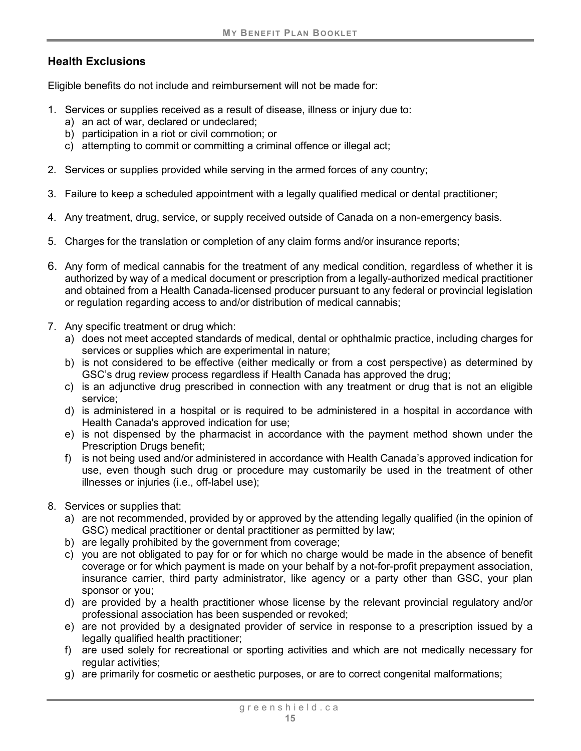## Health Exclusions

Eligible benefits do not include and reimbursement will not be made for:

1. Services or supplies received as a result of disease, illness or injury due to:
   a) an act of war, declared or undeclared;
   b) participation in a riot or civil commotion; or
   c) attempting to commit or committing a criminal offence or illegal act;

2. Services or supplies provided while serving in the armed forces of any country;

3. Failure to keep a scheduled appointment with a legally qualified medical or dental practitioner;

4. Any treatment, drug, service, or supply received outside of Canada on a non-emergency basis.

5. Charges for the translation or completion of any claim forms and/or insurance reports;

6. Any form of medical cannabis for the treatment of any medical condition, regardless of whether it is authorized by way of a medical document or prescription from a legally-authorized medical practitioner and obtained from a Health Canada-licensed producer pursuant to any federal or provincial legislation or regulation regarding access to and/or distribution of medical cannabis;

7. Any specific treatment or drug which:
   a) does not meet accepted standards of medical, dental or ophthalmic practice, including charges for services or supplies which are experimental in nature;
   b) is not considered to be effective (either medically or from a cost perspective) as determined by GSC's drug review process regardless if Health Canada has approved the drug;
   c) is an adjunctive drug prescribed in connection with any treatment or drug that is not an eligible service;
   d) is administered in a hospital or is required to be administered in a hospital in accordance with Health Canada's approved indication for use;
   e) is not dispensed by the pharmacist in accordance with the payment method shown under the Prescription Drugs benefit;
   f) is not being used and/or administered in accordance with Health Canada's approved indication for use, even though such drug or procedure may customarily be used in the treatment of other illnesses or injuries (i.e., off-label use);

8. Services or supplies that:
   a) are not recommended, provided by or approved by the attending legally qualified (in the opinion of GSC) medical practitioner or dental practitioner as permitted by law;
   b) are legally prohibited by the government from coverage;
   c) you are not obligated to pay for or for which no charge would be made in the absence of benefit coverage or for which payment is made on your behalf by a not-for-profit prepayment association, insurance carrier, third party administrator, like agency or a party other than GSC, your plan sponsor or you;
   d) are provided by a health practitioner whose license by the relevant provincial regulatory and/or professional association has been suspended or revoked;
   e) are not provided by a designated provider of service in response to a prescription issued by a legally qualified health practitioner;
   f) are used solely for recreational or sporting activities and which are not medically necessary for regular activities;
   g) are primarily for cosmetic or aesthetic purposes, or are to correct congenital malformations;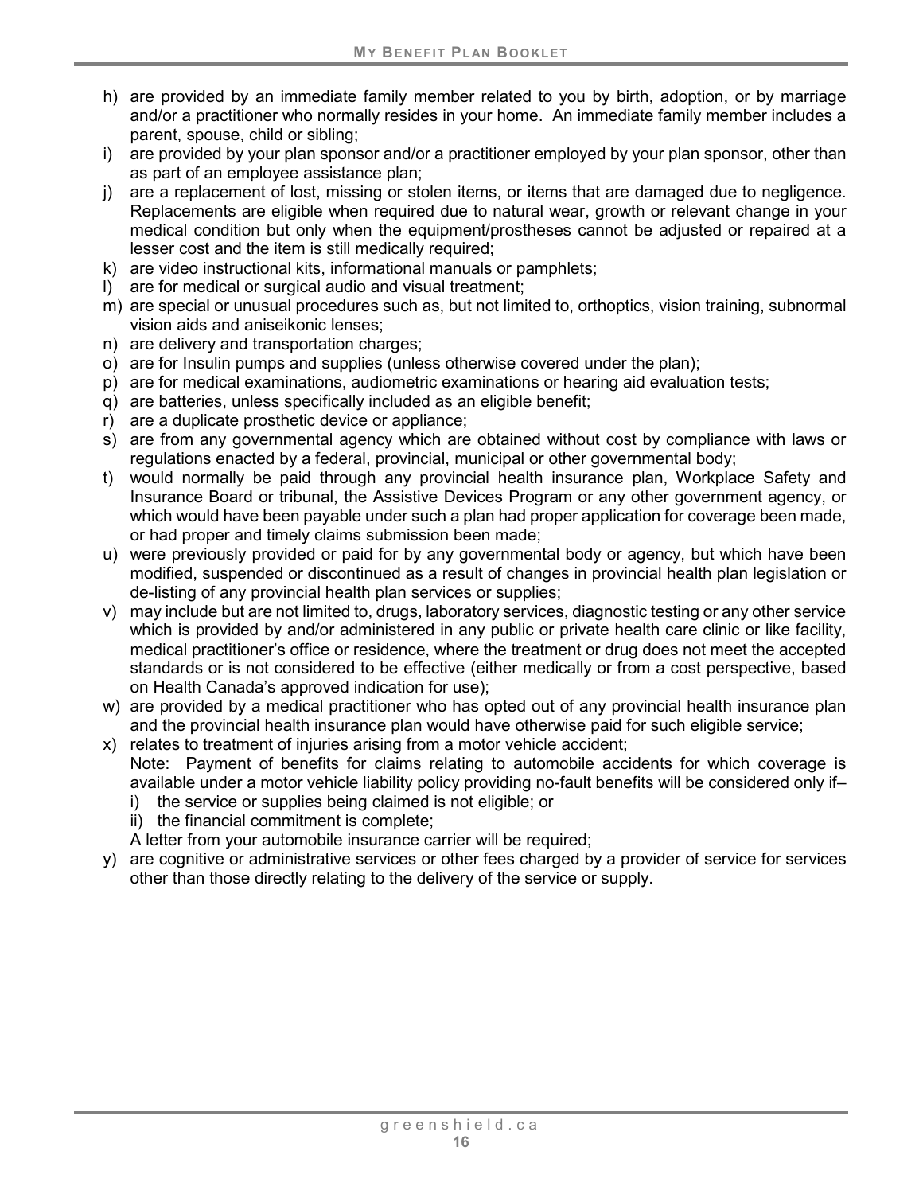h) are provided by an immediate family member related to you by birth, adoption, or by marriage and/or a practitioner who normally resides in your home. An immediate family member includes a parent, spouse, child or sibling;
i) are provided by your plan sponsor and/or a practitioner employed by your plan sponsor, other than as part of an employee assistance plan;
j) are a replacement of lost, missing or stolen items, or items that are damaged due to negligence. Replacements are eligible when required due to natural wear, growth or relevant change in your medical condition but only when the equipment/prostheses cannot be adjusted or repaired at a lesser cost and the item is still medically required;
k) are video instructional kits, informational manuals or pamphlets;
l) are for medical or surgical audio and visual treatment;
m) are special or unusual procedures such as, but not limited to, orthoptics, vision training, subnormal vision aids and aniseikonic lenses;
n) are delivery and transportation charges;
o) are for Insulin pumps and supplies (unless otherwise covered under the plan);
p) are for medical examinations, audiometric examinations or hearing aid evaluation tests;
q) are batteries, unless specifically included as an eligible benefit;
r) are a duplicate prosthetic device or appliance;
s) are from any governmental agency which are obtained without cost by compliance with laws or regulations enacted by a federal, provincial, municipal or other governmental body;
t) would normally be paid through any provincial health insurance plan, Workplace Safety and Insurance Board or tribunal, the Assistive Devices Program or any other government agency, or which would have been payable under such a plan had proper application for coverage been made, or had proper and timely claims submission been made;
u) were previously provided or paid for by any governmental body or agency, but which have been modified, suspended or discontinued as a result of changes in provincial health plan legislation or de-listing of any provincial health plan services or supplies;
v) may include but are not limited to, drugs, laboratory services, diagnostic testing or any other service which is provided by and/or administered in any public or private health care clinic or like facility, medical practitioner's office or residence, where the treatment or drug does not meet the accepted standards or is not considered to be effective (either medically or from a cost perspective, based on Health Canada's approved indication for use);
w) are provided by a medical practitioner who has opted out of any provincial health insurance plan and the provincial health insurance plan would have otherwise paid for such eligible service;
x) relates to treatment of injuries arising from a motor vehicle accident;
   Note: Payment of benefits for claims relating to automobile accidents for which coverage is available under a motor vehicle liability policy providing no-fault benefits will be considered only if–
   i) the service or supplies being claimed is not eligible; or
   ii) the financial commitment is complete;
   
   A letter from your automobile insurance carrier will be required;
y) are cognitive or administrative services or other fees charged by a provider of service for services other than those directly relating to the delivery of the service or supply.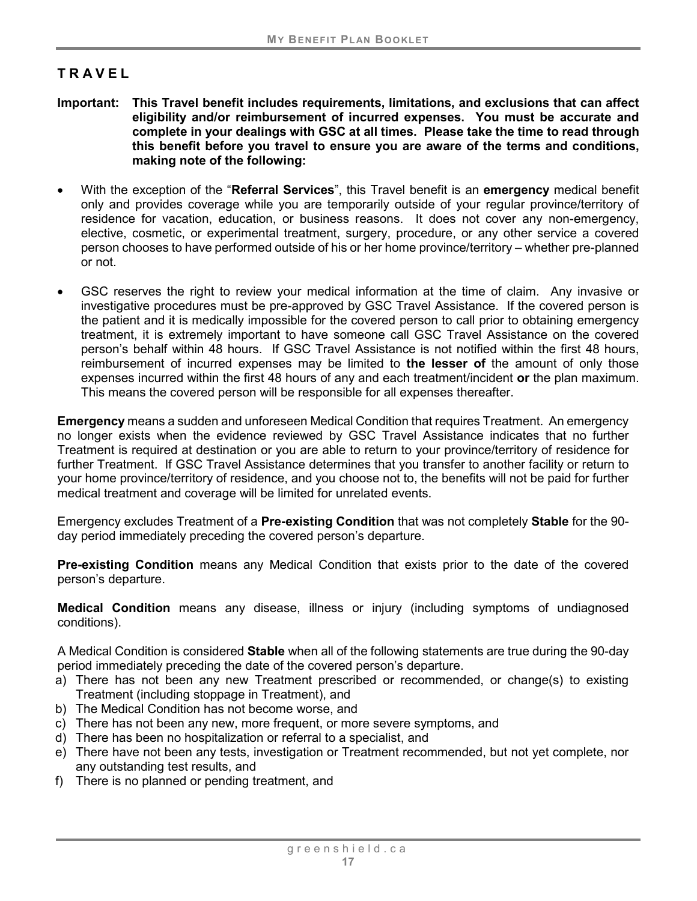## T R A V E L

**Important: This Travel benefit includes requirements, limitations, and exclusions that can affect eligibility and/or reimbursement of incurred expenses. You must be accurate and complete in your dealings with GSC at all times. Please take the time to read through this benefit before you travel to ensure you are aware of the terms and conditions, making note of the following:**

- With the exception of the "**Referral Services**", this Travel benefit is an **emergency** medical benefit only and provides coverage while you are temporarily outside of your regular province/territory of residence for vacation, education, or business reasons. It does not cover any non-emergency, elective, cosmetic, or experimental treatment, surgery, procedure, or any other service a covered person chooses to have performed outside of his or her home province/territory – whether pre-planned or not.
- GSC reserves the right to review your medical information at the time of claim. Any invasive or investigative procedures must be pre-approved by GSC Travel Assistance. If the covered person is the patient and it is medically impossible for the covered person to call prior to obtaining emergency treatment, it is extremely important to have someone call GSC Travel Assistance on the covered person's behalf within 48 hours. If GSC Travel Assistance is not notified within the first 48 hours, reimbursement of incurred expenses may be limited to **the lesser of** the amount of only those expenses incurred within the first 48 hours of any and each treatment/incident **or** the plan maximum. This means the covered person will be responsible for all expenses thereafter.

**Emergency** means a sudden and unforeseen Medical Condition that requires Treatment. An emergency no longer exists when the evidence reviewed by GSC Travel Assistance indicates that no further Treatment is required at destination or you are able to return to your province/territory of residence for further Treatment. If GSC Travel Assistance determines that you transfer to another facility or return to your home province/territory of residence, and you choose not to, the benefits will not be paid for further medical treatment and coverage will be limited for unrelated events.

Emergency excludes Treatment of a **Pre-existing Condition** that was not completely **Stable** for the 90-day period immediately preceding the covered person's departure.

**Pre-existing Condition** means any Medical Condition that exists prior to the date of the covered person's departure.

**Medical Condition** means any disease, illness or injury (including symptoms of undiagnosed conditions).

A Medical Condition is considered **Stable** when all of the following statements are true during the 90-day period immediately preceding the date of the covered person's departure.

a) There has not been any new Treatment prescribed or recommended, or change(s) to existing Treatment (including stoppage in Treatment), and
b) The Medical Condition has not become worse, and
c) There has not been any new, more frequent, or more severe symptoms, and
d) There has been no hospitalization or referral to a specialist, and
e) There have not been any tests, investigation or Treatment recommended, but not yet complete, nor any outstanding test results, and
f) There is no planned or pending treatment, and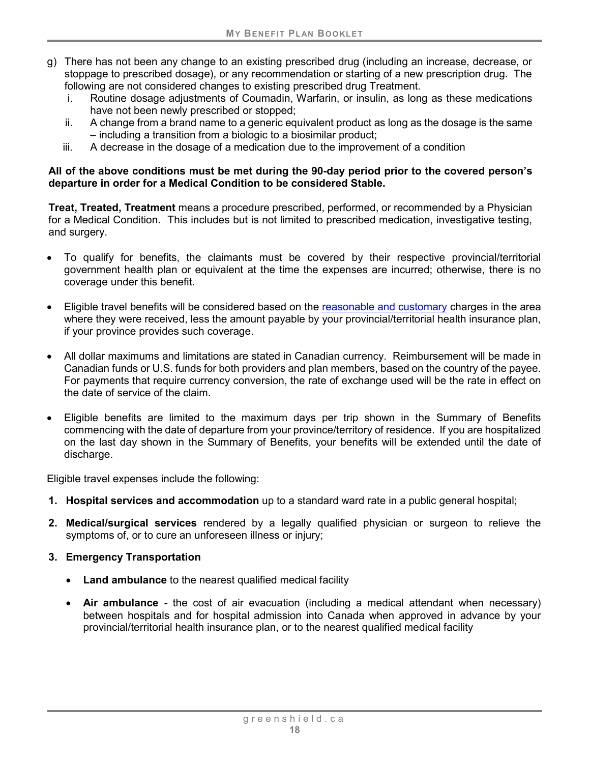g) There has not been any change to an existing prescribed drug (including an increase, decrease, or stoppage to prescribed dosage), or any recommendation or starting of a new prescription drug. The following are not considered changes to existing prescribed drug Treatment.
   i. Routine dosage adjustments of Coumadin, Warfarin, or insulin, as long as these medications have not been newly prescribed or stopped;
   ii. A change from a brand name to a generic equivalent product as long as the dosage is the same – including a transition from a biologic to a biosimilar product;
   iii. A decrease in the dosage of a medication due to the improvement of a condition

**All of the above conditions must be met during the 90-day period prior to the covered person's departure in order for a Medical Condition to be considered Stable.**

**Treat, Treated, Treatment** means a procedure prescribed, performed, or recommended by a Physician for a Medical Condition. This includes but is not limited to prescribed medication, investigative testing, and surgery.

- To qualify for benefits, the claimants must be covered by their respective provincial/territorial government health plan or equivalent at the time the expenses are incurred; otherwise, there is no coverage under this benefit.
- Eligible travel benefits will be considered based on the reasonable and customary charges in the area where they were received, less the amount payable by your provincial/territorial health insurance plan, if your province provides such coverage.
- All dollar maximums and limitations are stated in Canadian currency. Reimbursement will be made in Canadian funds or U.S. funds for both providers and plan members, based on the country of the payee. For payments that require currency conversion, the rate of exchange used will be the rate in effect on the date of service of the claim.
- Eligible benefits are limited to the maximum days per trip shown in the Summary of Benefits commencing with the date of departure from your province/territory of residence. If you are hospitalized on the last day shown in the Summary of Benefits, your benefits will be extended until the date of discharge.

Eligible travel expenses include the following:

1. **Hospital services and accommodation** up to a standard ward rate in a public general hospital;
2. **Medical/surgical services** rendered by a legally qualified physician or surgeon to relieve the symptoms of, or to cure an unforeseen illness or injury;
3. **Emergency Transportation**
   - **Land ambulance** to the nearest qualified medical facility
   - **Air ambulance -** the cost of air evacuation (including a medical attendant when necessary) between hospitals and for hospital admission into Canada when approved in advance by your provincial/territorial health insurance plan, or to the nearest qualified medical facility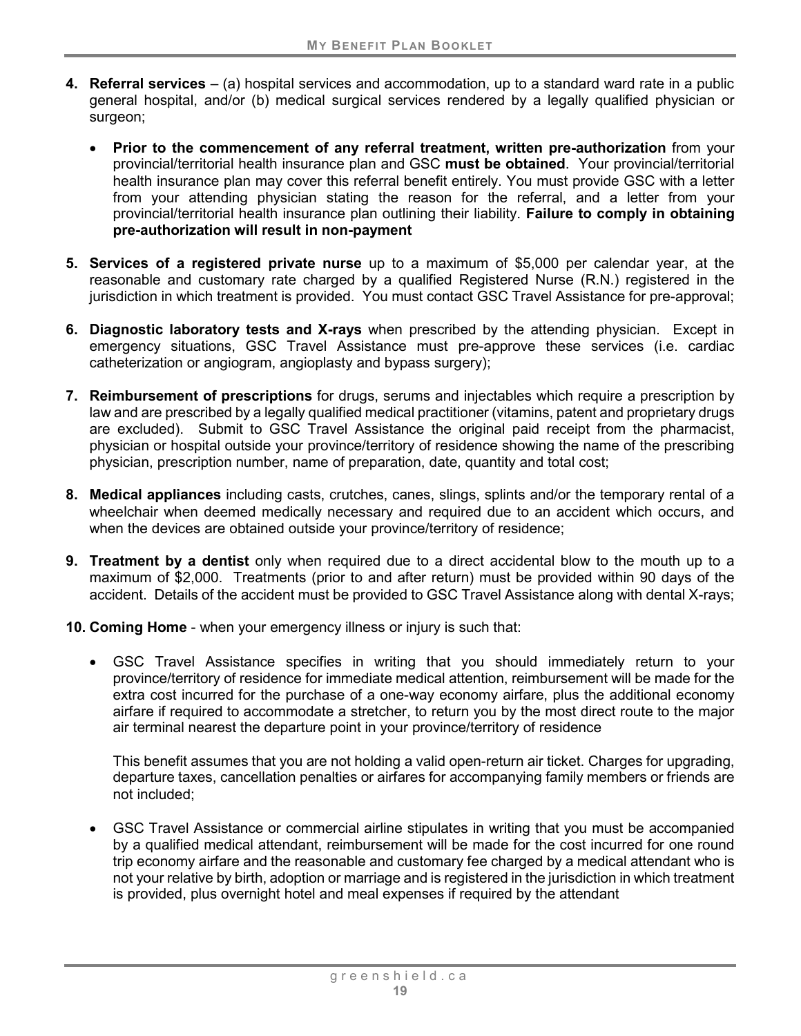4. **Referral services** – (a) hospital services and accommodation, up to a standard ward rate in a public general hospital, and/or (b) medical surgical services rendered by a legally qualified physician or surgeon;

   - **Prior to the commencement of any referral treatment, written pre-authorization** from your provincial/territorial health insurance plan and GSC **must be obtained**. Your provincial/territorial health insurance plan may cover this referral benefit entirely. You must provide GSC with a letter from your attending physician stating the reason for the referral, and a letter from your provincial/territorial health insurance plan outlining their liability. **Failure to comply in obtaining pre-authorization will result in non-payment**

5. **Services of a registered private nurse** up to a maximum of $5,000 per calendar year, at the reasonable and customary rate charged by a qualified Registered Nurse (R.N.) registered in the jurisdiction in which treatment is provided. You must contact GSC Travel Assistance for pre-approval;

6. **Diagnostic laboratory tests and X-rays** when prescribed by the attending physician. Except in emergency situations, GSC Travel Assistance must pre-approve these services (i.e. cardiac catheterization or angiogram, angioplasty and bypass surgery);

7. **Reimbursement of prescriptions** for drugs, serums and injectables which require a prescription by law and are prescribed by a legally qualified medical practitioner (vitamins, patent and proprietary drugs are excluded). Submit to GSC Travel Assistance the original paid receipt from the pharmacist, physician or hospital outside your province/territory of residence showing the name of the prescribing physician, prescription number, name of preparation, date, quantity and total cost;

8. **Medical appliances** including casts, crutches, canes, slings, splints and/or the temporary rental of a wheelchair when deemed medically necessary and required due to an accident which occurs, and when the devices are obtained outside your province/territory of residence;

9. **Treatment by a dentist** only when required due to a direct accidental blow to the mouth up to a maximum of $2,000. Treatments (prior to and after return) must be provided within 90 days of the accident. Details of the accident must be provided to GSC Travel Assistance along with dental X-rays;

10. **Coming Home** - when your emergency illness or injury is such that:

    - GSC Travel Assistance specifies in writing that you should immediately return to your province/territory of residence for immediate medical attention, reimbursement will be made for the extra cost incurred for the purchase of a one-way economy airfare, plus the additional economy airfare if required to accommodate a stretcher, to return you by the most direct route to the major air terminal nearest the departure point in your province/territory of residence

      This benefit assumes that you are not holding a valid open-return air ticket. Charges for upgrading, departure taxes, cancellation penalties or airfares for accompanying family members or friends are not included;

    - GSC Travel Assistance or commercial airline stipulates in writing that you must be accompanied by a qualified medical attendant, reimbursement will be made for the cost incurred for one round trip economy airfare and the reasonable and customary fee charged by a medical attendant who is not your relative by birth, adoption or marriage and is registered in the jurisdiction in which treatment is provided, plus overnight hotel and meal expenses if required by the attendant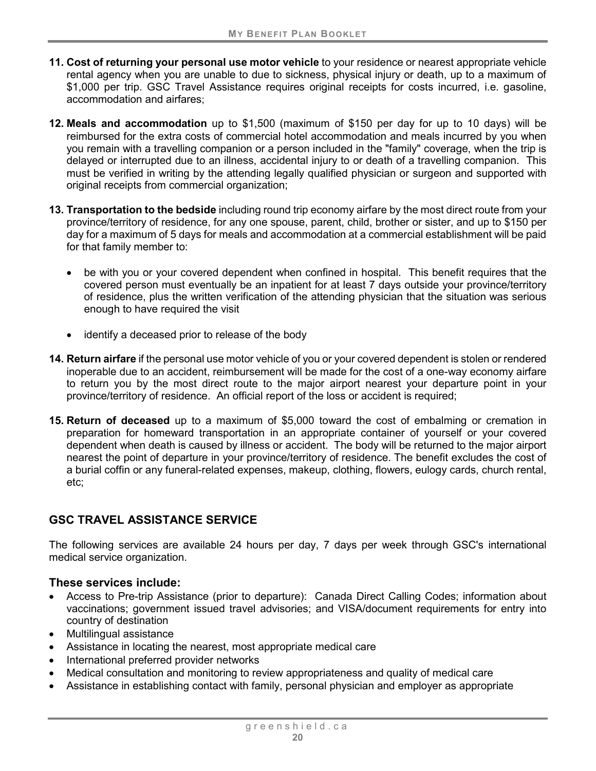11. **Cost of returning your personal use motor vehicle** to your residence or nearest appropriate vehicle rental agency when you are unable to due to sickness, physical injury or death, up to a maximum of $1,000 per trip. GSC Travel Assistance requires original receipts for costs incurred, i.e. gasoline, accommodation and airfares;

12. **Meals and accommodation** up to $1,500 (maximum of $150 per day for up to 10 days) will be reimbursed for the extra costs of commercial hotel accommodation and meals incurred by you when you remain with a travelling companion or a person included in the "family" coverage, when the trip is delayed or interrupted due to an illness, accidental injury to or death of a travelling companion. This must be verified in writing by the attending legally qualified physician or surgeon and supported with original receipts from commercial organization;

13. **Transportation to the bedside** including round trip economy airfare by the most direct route from your province/territory of residence, for any one spouse, parent, child, brother or sister, and up to $150 per day for a maximum of 5 days for meals and accommodation at a commercial establishment will be paid for that family member to:

    - be with you or your covered dependent when confined in hospital. This benefit requires that the covered person must eventually be an inpatient for at least 7 days outside your province/territory of residence, plus the written verification of the attending physician that the situation was serious enough to have required the visit

    - identify a deceased prior to release of the body

14. **Return airfare** if the personal use motor vehicle of you or your covered dependent is stolen or rendered inoperable due to an accident, reimbursement will be made for the cost of a one-way economy airfare to return you by the most direct route to the major airport nearest your departure point in your province/territory of residence. An official report of the loss or accident is required;

15. **Return of deceased** up to a maximum of $5,000 toward the cost of embalming or cremation in preparation for homeward transportation in an appropriate container of yourself or your covered dependent when death is caused by illness or accident. The body will be returned to the major airport nearest the point of departure in your province/territory of residence. The benefit excludes the cost of a burial coffin or any funeral-related expenses, makeup, clothing, flowers, eulogy cards, church rental, etc;

## GSC TRAVEL ASSISTANCE SERVICE

The following services are available 24 hours per day, 7 days per week through GSC's international medical service organization.

### These services include:

- Access to Pre-trip Assistance (prior to departure): Canada Direct Calling Codes; information about vaccinations; government issued travel advisories; and VISA/document requirements for entry into country of destination
- Multilingual assistance
- Assistance in locating the nearest, most appropriate medical care
- International preferred provider networks
- Medical consultation and monitoring to review appropriateness and quality of medical care
- Assistance in establishing contact with family, personal physician and employer as appropriate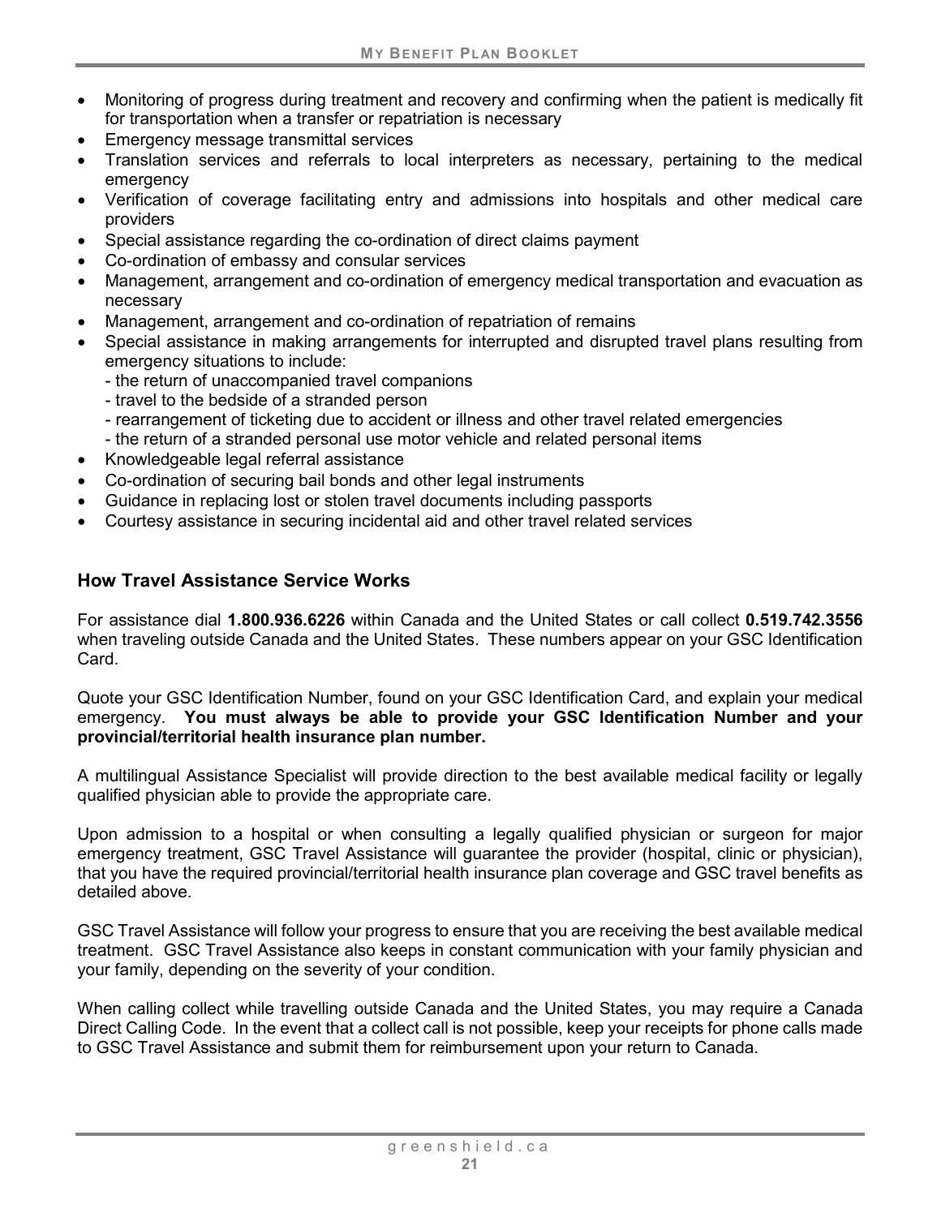- Monitoring of progress during treatment and recovery and confirming when the patient is medically fit for transportation when a transfer or repatriation is necessary
- Emergency message transmittal services
- Translation services and referrals to local interpreters as necessary, pertaining to the medical emergency
- Verification of coverage facilitating entry and admissions into hospitals and other medical care providers
- Special assistance regarding the co-ordination of direct claims payment
- Co-ordination of embassy and consular services
- Management, arrangement and co-ordination of emergency medical transportation and evacuation as necessary
- Management, arrangement and co-ordination of repatriation of remains
- Special assistance in making arrangements for interrupted and disrupted travel plans resulting from emergency situations to include:
  - the return of unaccompanied travel companions
  - travel to the bedside of a stranded person
  - rearrangement of ticketing due to accident or illness and other travel related emergencies
  - the return of a stranded personal use motor vehicle and related personal items
- Knowledgeable legal referral assistance
- Co-ordination of securing bail bonds and other legal instruments
- Guidance in replacing lost or stolen travel documents including passports
- Courtesy assistance in securing incidental aid and other travel related services

### How Travel Assistance Service Works

For assistance dial **1.800.936.6226** within Canada and the United States or call collect **0.519.742.3556** when traveling outside Canada and the United States. These numbers appear on your GSC Identification Card.

Quote your GSC Identification Number, found on your GSC Identification Card, and explain your medical emergency. **You must always be able to provide your GSC Identification Number and your provincial/territorial health insurance plan number.**

A multilingual Assistance Specialist will provide direction to the best available medical facility or legally qualified physician able to provide the appropriate care.

Upon admission to a hospital or when consulting a legally qualified physician or surgeon for major emergency treatment, GSC Travel Assistance will guarantee the provider (hospital, clinic or physician), that you have the required provincial/territorial health insurance plan coverage and GSC travel benefits as detailed above.

GSC Travel Assistance will follow your progress to ensure that you are receiving the best available medical treatment. GSC Travel Assistance also keeps in constant communication with your family physician and your family, depending on the severity of your condition.

When calling collect while travelling outside Canada and the United States, you may require a Canada Direct Calling Code. In the event that a collect call is not possible, keep your receipts for phone calls made to GSC Travel Assistance and submit them for reimbursement upon your return to Canada.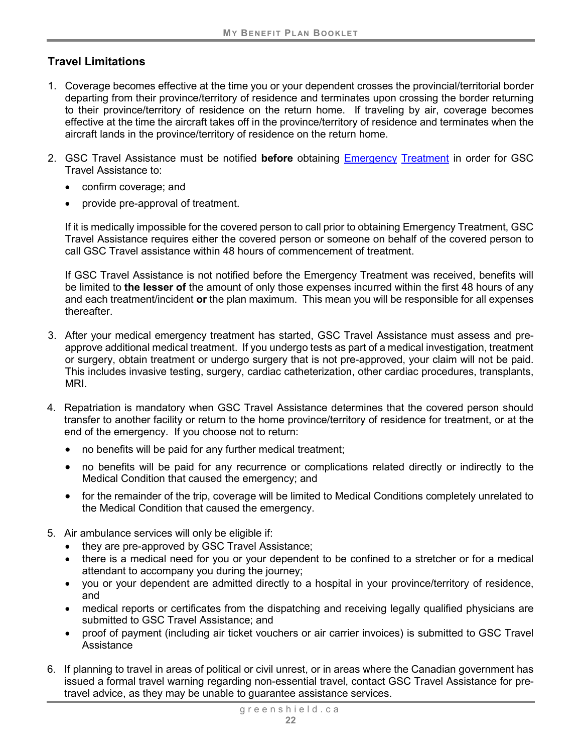## Travel Limitations

1. Coverage becomes effective at the time you or your dependent crosses the provincial/territorial border departing from their province/territory of residence and terminates upon crossing the border returning to their province/territory of residence on the return home. If traveling by air, coverage becomes effective at the time the aircraft takes off in the province/territory of residence and terminates when the aircraft lands in the province/territory of residence on the return home.

2. GSC Travel Assistance must be notified **before** obtaining Emergency Treatment in order for GSC Travel Assistance to:

   - confirm coverage; and
   - provide pre-approval of treatment.

   If it is medically impossible for the covered person to call prior to obtaining Emergency Treatment, GSC Travel Assistance requires either the covered person or someone on behalf of the covered person to call GSC Travel assistance within 48 hours of commencement of treatment.

   If GSC Travel Assistance is not notified before the Emergency Treatment was received, benefits will be limited to **the lesser of** the amount of only those expenses incurred within the first 48 hours of any and each treatment/incident **or** the plan maximum. This mean you will be responsible for all expenses thereafter.

3. After your medical emergency treatment has started, GSC Travel Assistance must assess and pre-approve additional medical treatment. If you undergo tests as part of a medical investigation, treatment or surgery, obtain treatment or undergo surgery that is not pre-approved, your claim will not be paid. This includes invasive testing, surgery, cardiac catheterization, other cardiac procedures, transplants, MRI.

4. Repatriation is mandatory when GSC Travel Assistance determines that the covered person should transfer to another facility or return to the home province/territory of residence for treatment, or at the end of the emergency. If you choose not to return:

   - no benefits will be paid for any further medical treatment;
   - no benefits will be paid for any recurrence or complications related directly or indirectly to the Medical Condition that caused the emergency; and
   - for the remainder of the trip, coverage will be limited to Medical Conditions completely unrelated to the Medical Condition that caused the emergency.

5. Air ambulance services will only be eligible if:
   - they are pre-approved by GSC Travel Assistance;
   - there is a medical need for you or your dependent to be confined to a stretcher or for a medical attendant to accompany you during the journey;
   - you or your dependent are admitted directly to a hospital in your province/territory of residence, and
   - medical reports or certificates from the dispatching and receiving legally qualified physicians are submitted to GSC Travel Assistance; and
   - proof of payment (including air ticket vouchers or air carrier invoices) is submitted to GSC Travel Assistance

6. If planning to travel in areas of political or civil unrest, or in areas where the Canadian government has issued a formal travel warning regarding non-essential travel, contact GSC Travel Assistance for pre-travel advice, as they may be unable to guarantee assistance services.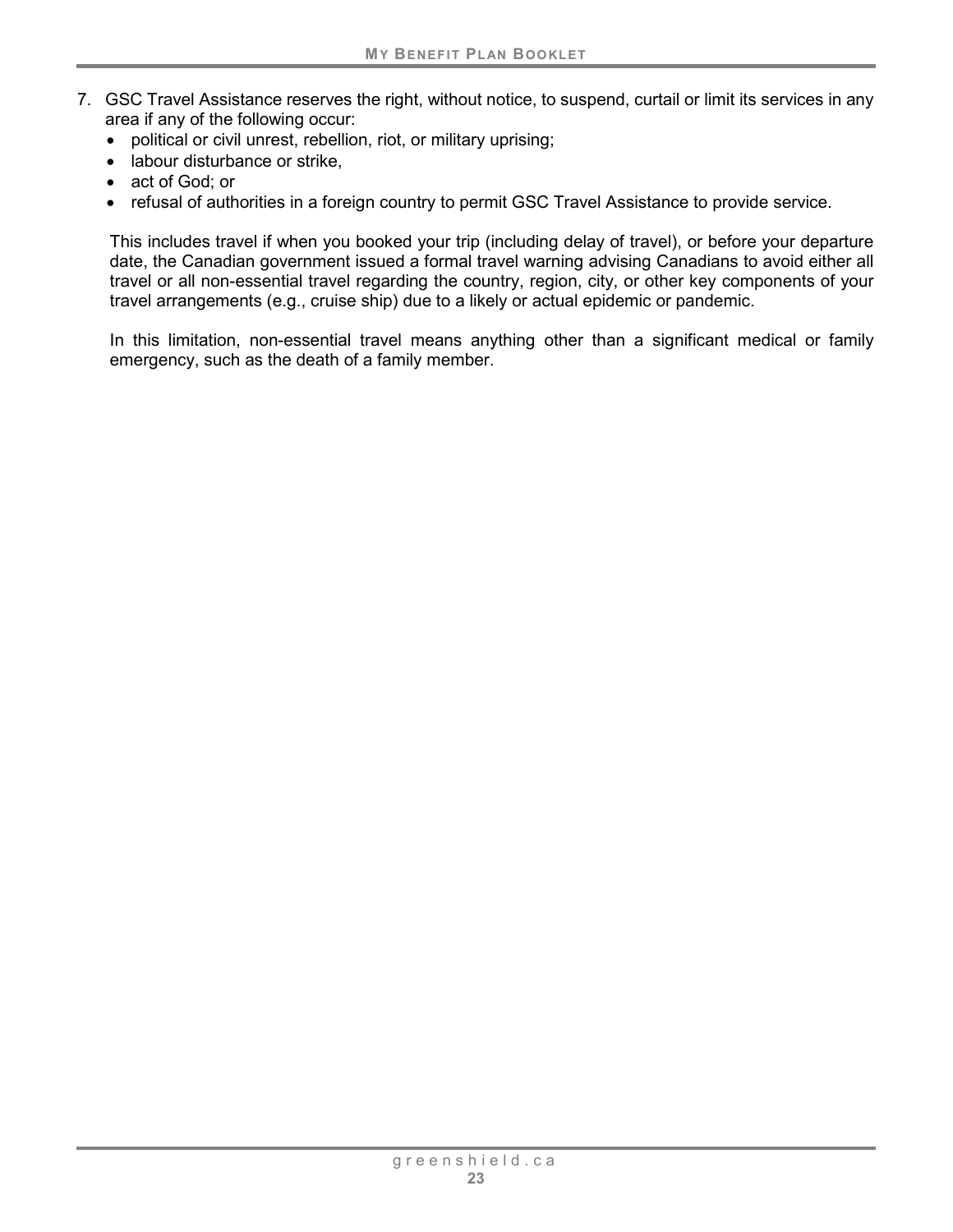7. GSC Travel Assistance reserves the right, without notice, to suspend, curtail or limit its services in any area if any of the following occur:
   - political or civil unrest, rebellion, riot, or military uprising;
   - labour disturbance or strike,
   - act of God; or
   - refusal of authorities in a foreign country to permit GSC Travel Assistance to provide service.

   This includes travel if when you booked your trip (including delay of travel), or before your departure date, the Canadian government issued a formal travel warning advising Canadians to avoid either all travel or all non-essential travel regarding the country, region, city, or other key components of your travel arrangements (e.g., cruise ship) due to a likely or actual epidemic or pandemic.

   In this limitation, non-essential travel means anything other than a significant medical or family emergency, such as the death of a family member.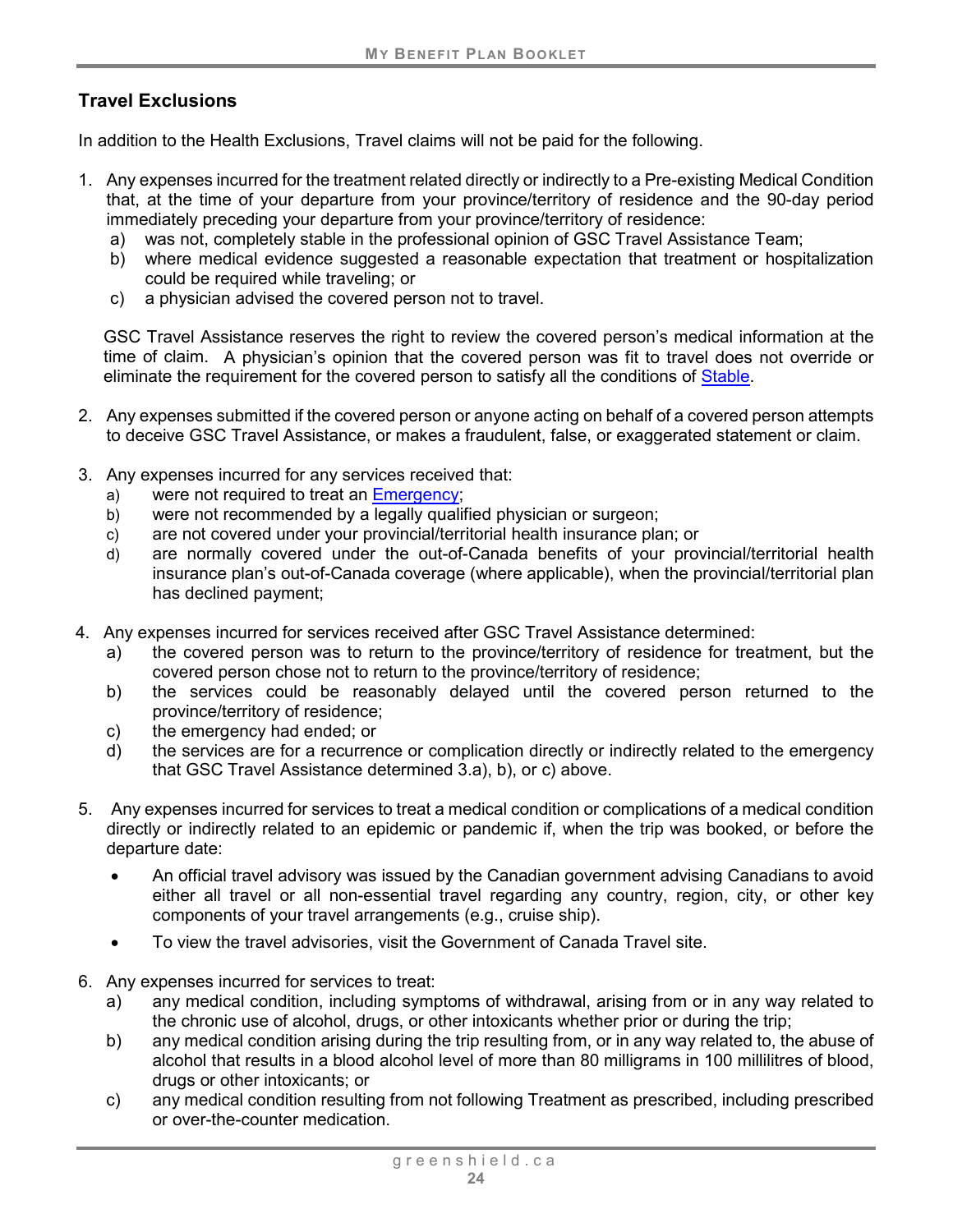## Travel Exclusions

In addition to the Health Exclusions, Travel claims will not be paid for the following.

1. Any expenses incurred for the treatment related directly or indirectly to a Pre-existing Medical Condition that, at the time of your departure from your province/territory of residence and the 90-day period immediately preceding your departure from your province/territory of residence:
   a) was not, completely stable in the professional opinion of GSC Travel Assistance Team;
   b) where medical evidence suggested a reasonable expectation that treatment or hospitalization could be required while traveling; or
   c) a physician advised the covered person not to travel.

   GSC Travel Assistance reserves the right to review the covered person's medical information at the time of claim. A physician's opinion that the covered person was fit to travel does not override or eliminate the requirement for the covered person to satisfy all the conditions of Stable.

2. Any expenses submitted if the covered person or anyone acting on behalf of a covered person attempts to deceive GSC Travel Assistance, or makes a fraudulent, false, or exaggerated statement or claim.

3. Any expenses incurred for any services received that:
   a) were not required to treat an Emergency;
   b) were not recommended by a legally qualified physician or surgeon;
   c) are not covered under your provincial/territorial health insurance plan; or
   d) are normally covered under the out-of-Canada benefits of your provincial/territorial health insurance plan's out-of-Canada coverage (where applicable), when the provincial/territorial plan has declined payment;

4. Any expenses incurred for services received after GSC Travel Assistance determined:
   a) the covered person was to return to the province/territory of residence for treatment, but the covered person chose not to return to the province/territory of residence;
   b) the services could be reasonably delayed until the covered person returned to the province/territory of residence;
   c) the emergency had ended; or
   d) the services are for a recurrence or complication directly or indirectly related to the emergency that GSC Travel Assistance determined 3.a), b), or c) above.

5. Any expenses incurred for services to treat a medical condition or complications of a medical condition directly or indirectly related to an epidemic or pandemic if, when the trip was booked, or before the departure date:
   - An official travel advisory was issued by the Canadian government advising Canadians to avoid either all travel or all non-essential travel regarding any country, region, city, or other key components of your travel arrangements (e.g., cruise ship).
   - To view the travel advisories, visit the Government of Canada Travel site.

6. Any expenses incurred for services to treat:
   a) any medical condition, including symptoms of withdrawal, arising from or in any way related to the chronic use of alcohol, drugs, or other intoxicants whether prior or during the trip;
   b) any medical condition arising during the trip resulting from, or in any way related to, the abuse of alcohol that results in a blood alcohol level of more than 80 milligrams in 100 millilitres of blood, drugs or other intoxicants; or
   c) any medical condition resulting from not following Treatment as prescribed, including prescribed or over-the-counter medication.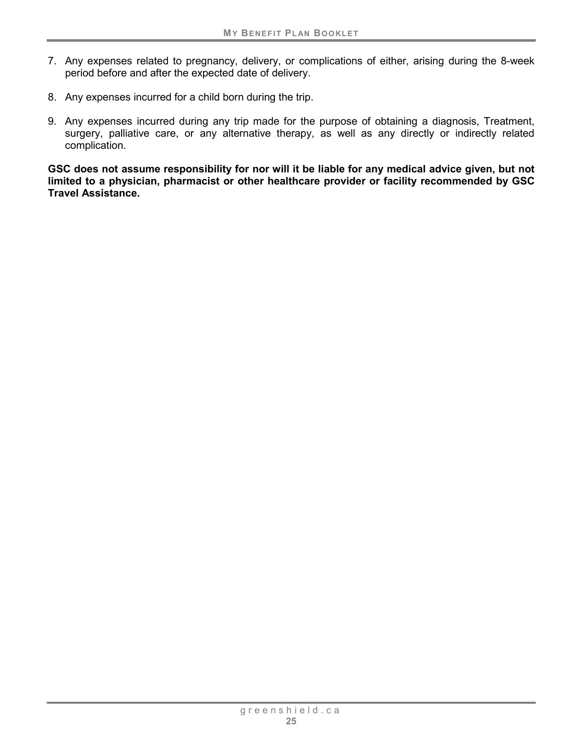7. Any expenses related to pregnancy, delivery, or complications of either, arising during the 8-week period before and after the expected date of delivery.
8. Any expenses incurred for a child born during the trip.
9. Any expenses incurred during any trip made for the purpose of obtaining a diagnosis, Treatment, surgery, palliative care, or any alternative therapy, as well as any directly or indirectly related complication.

**GSC does not assume responsibility for nor will it be liable for any medical advice given, but not limited to a physician, pharmacist or other healthcare provider or facility recommended by GSC Travel Assistance.**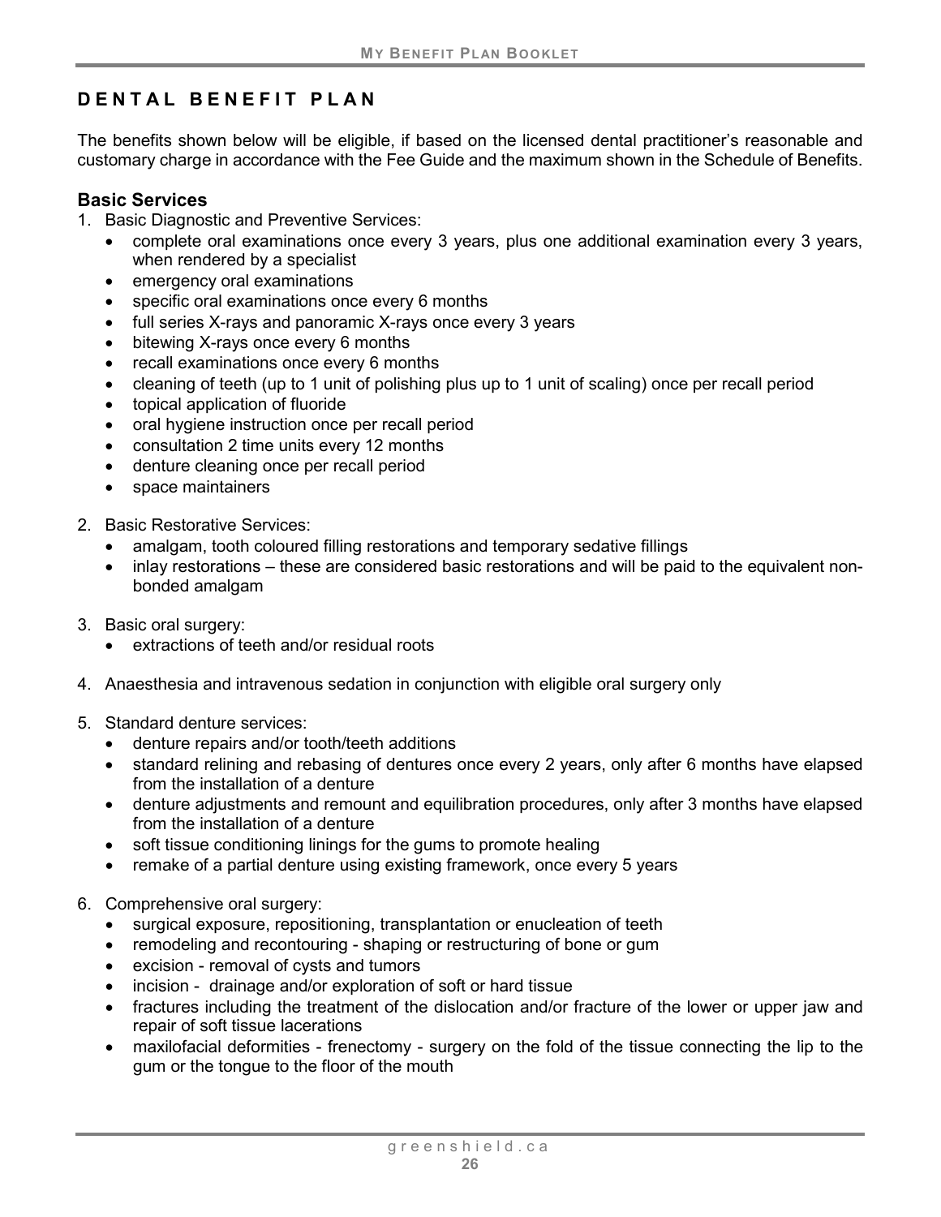## DENTAL BENEFIT PLAN

The benefits shown below will be eligible, if based on the licensed dental practitioner's reasonable and customary charge in accordance with the Fee Guide and the maximum shown in the Schedule of Benefits.

### Basic Services

1. Basic Diagnostic and Preventive Services:
   - complete oral examinations once every 3 years, plus one additional examination every 3 years, when rendered by a specialist
   - emergency oral examinations
   - specific oral examinations once every 6 months
   - full series X-rays and panoramic X-rays once every 3 years
   - bitewing X-rays once every 6 months
   - recall examinations once every 6 months
   - cleaning of teeth (up to 1 unit of polishing plus up to 1 unit of scaling) once per recall period
   - topical application of fluoride
   - oral hygiene instruction once per recall period
   - consultation 2 time units every 12 months
   - denture cleaning once per recall period
   - space maintainers

2. Basic Restorative Services:
   - amalgam, tooth coloured filling restorations and temporary sedative fillings
   - inlay restorations – these are considered basic restorations and will be paid to the equivalent non-bonded amalgam

3. Basic oral surgery:
   - extractions of teeth and/or residual roots

4. Anaesthesia and intravenous sedation in conjunction with eligible oral surgery only

5. Standard denture services:
   - denture repairs and/or tooth/teeth additions
   - standard relining and rebasing of dentures once every 2 years, only after 6 months have elapsed from the installation of a denture
   - denture adjustments and remount and equilibration procedures, only after 3 months have elapsed from the installation of a denture
   - soft tissue conditioning linings for the gums to promote healing
   - remake of a partial denture using existing framework, once every 5 years

6. Comprehensive oral surgery:
   - surgical exposure, repositioning, transplantation or enucleation of teeth
   - remodeling and recontouring - shaping or restructuring of bone or gum
   - excision - removal of cysts and tumors
   - incision - drainage and/or exploration of soft or hard tissue
   - fractures including the treatment of the dislocation and/or fracture of the lower or upper jaw and repair of soft tissue lacerations
   - maxilofacial deformities - frenectomy - surgery on the fold of the tissue connecting the lip to the gum or the tongue to the floor of the mouth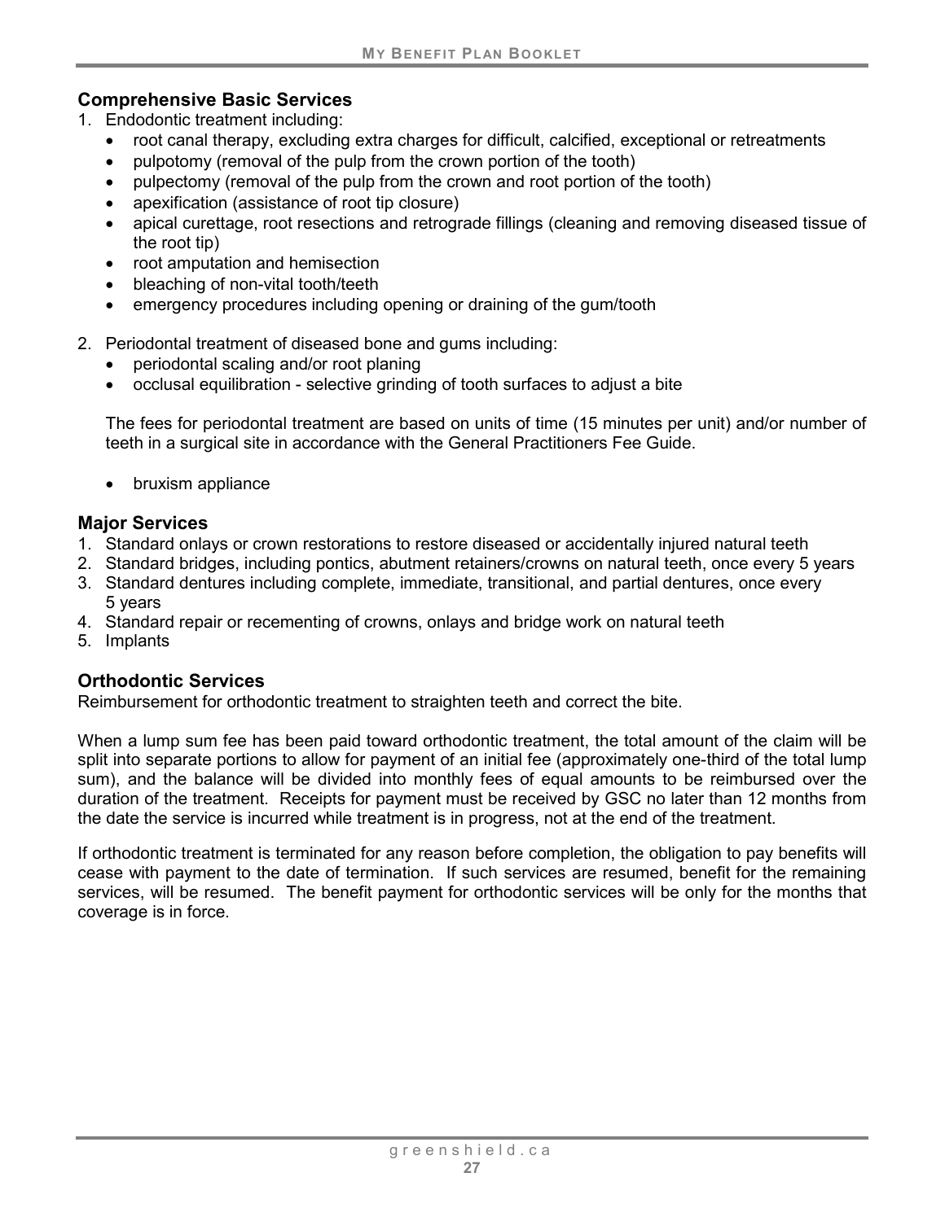## Comprehensive Basic Services

1. Endodontic treatment including:
   - root canal therapy, excluding extra charges for difficult, calcified, exceptional or retreatments
   - pulpotomy (removal of the pulp from the crown portion of the tooth)
   - pulpectomy (removal of the pulp from the crown and root portion of the tooth)
   - apexification (assistance of root tip closure)
   - apical curettage, root resections and retrograde fillings (cleaning and removing diseased tissue of the root tip)
   - root amputation and hemisection
   - bleaching of non-vital tooth/teeth
   - emergency procedures including opening or draining of the gum/tooth

2. Periodontal treatment of diseased bone and gums including:
   - periodontal scaling and/or root planing
   - occlusal equilibration - selective grinding of tooth surfaces to adjust a bite

   The fees for periodontal treatment are based on units of time (15 minutes per unit) and/or number of teeth in a surgical site in accordance with the General Practitioners Fee Guide.

   - bruxism appliance

## Major Services

1. Standard onlays or crown restorations to restore diseased or accidentally injured natural teeth
2. Standard bridges, including pontics, abutment retainers/crowns on natural teeth, once every 5 years
3. Standard dentures including complete, immediate, transitional, and partial dentures, once every 5 years
4. Standard repair or recementing of crowns, onlays and bridge work on natural teeth
5. Implants

## Orthodontic Services

Reimbursement for orthodontic treatment to straighten teeth and correct the bite.

When a lump sum fee has been paid toward orthodontic treatment, the total amount of the claim will be split into separate portions to allow for payment of an initial fee (approximately one-third of the total lump sum), and the balance will be divided into monthly fees of equal amounts to be reimbursed over the duration of the treatment. Receipts for payment must be received by GSC no later than 12 months from the date the service is incurred while treatment is in progress, not at the end of the treatment.

If orthodontic treatment is terminated for any reason before completion, the obligation to pay benefits will cease with payment to the date of termination. If such services are resumed, benefit for the remaining services, will be resumed. The benefit payment for orthodontic services will be only for the months that coverage is in force.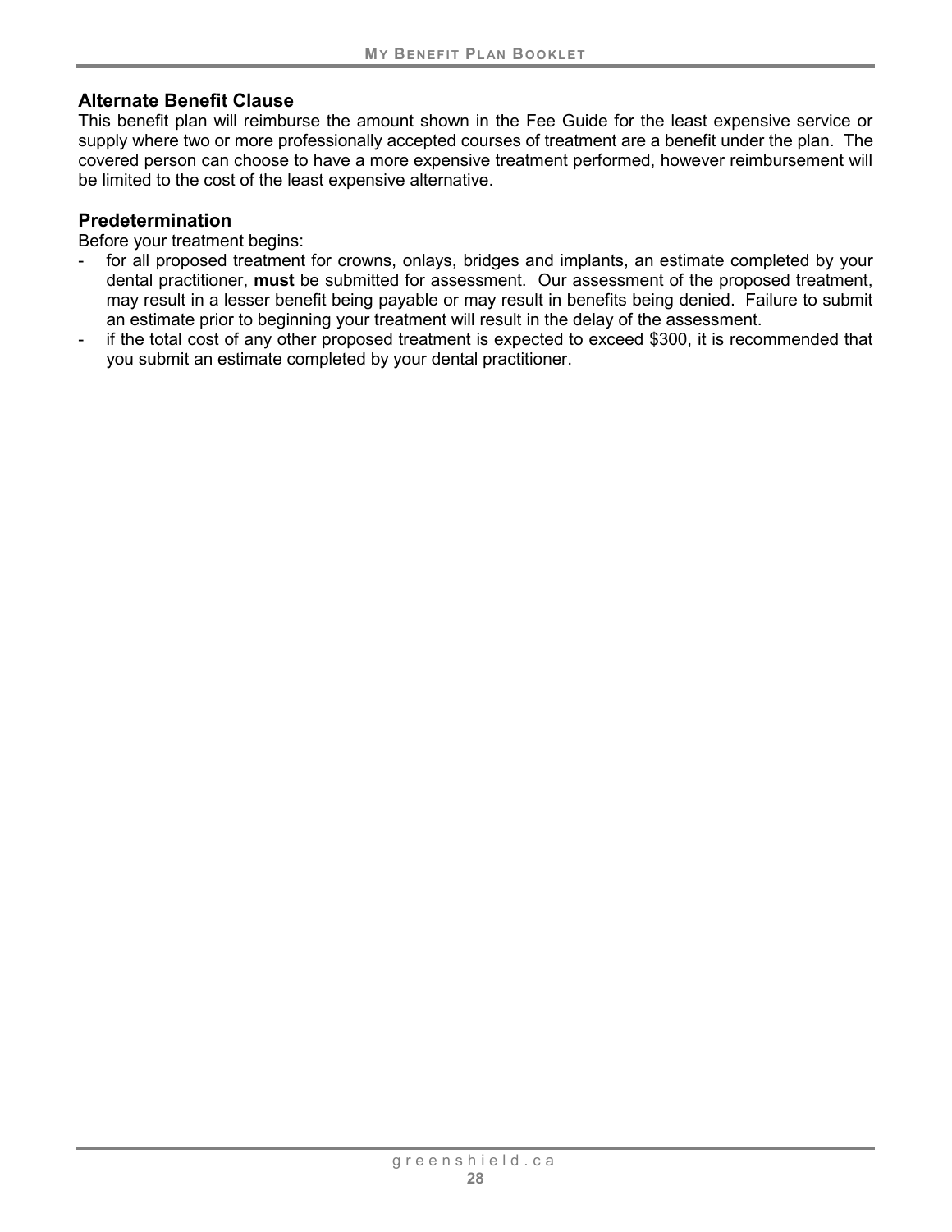## Alternate Benefit Clause

This benefit plan will reimburse the amount shown in the Fee Guide for the least expensive service or supply where two or more professionally accepted courses of treatment are a benefit under the plan. The covered person can choose to have a more expensive treatment performed, however reimbursement will be limited to the cost of the least expensive alternative.

## Predetermination

Before your treatment begins:

- for all proposed treatment for crowns, onlays, bridges and implants, an estimate completed by your dental practitioner, **must** be submitted for assessment. Our assessment of the proposed treatment, may result in a lesser benefit being payable or may result in benefits being denied. Failure to submit an estimate prior to beginning your treatment will result in the delay of the assessment.
- if the total cost of any other proposed treatment is expected to exceed $300, it is recommended that you submit an estimate completed by your dental practitioner.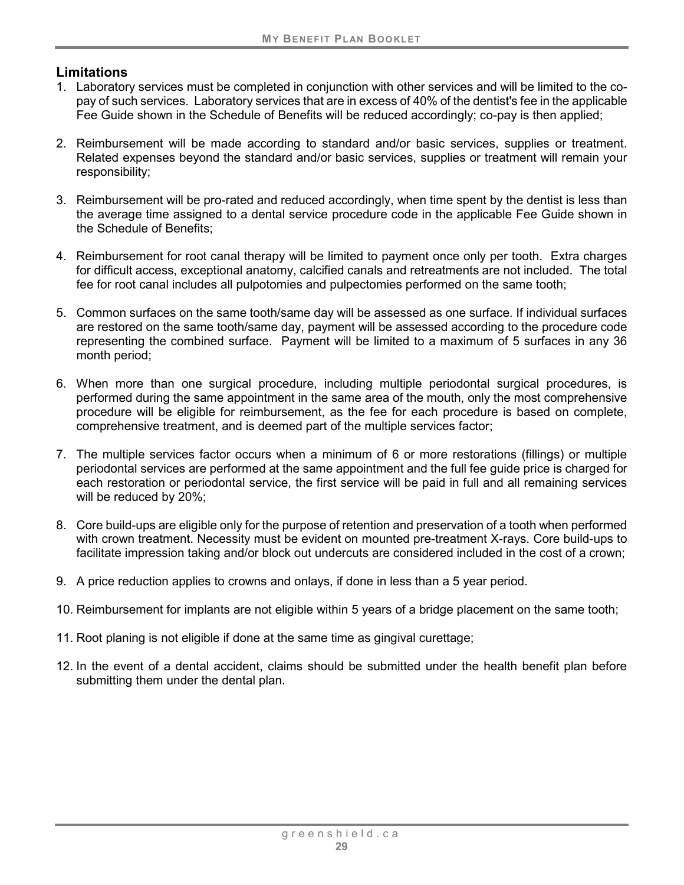## Limitations

1. Laboratory services must be completed in conjunction with other services and will be limited to the co-pay of such services. Laboratory services that are in excess of 40% of the dentist's fee in the applicable Fee Guide shown in the Schedule of Benefits will be reduced accordingly; co-pay is then applied;

2. Reimbursement will be made according to standard and/or basic services, supplies or treatment. Related expenses beyond the standard and/or basic services, supplies or treatment will remain your responsibility;

3. Reimbursement will be pro-rated and reduced accordingly, when time spent by the dentist is less than the average time assigned to a dental service procedure code in the applicable Fee Guide shown in the Schedule of Benefits;

4. Reimbursement for root canal therapy will be limited to payment once only per tooth. Extra charges for difficult access, exceptional anatomy, calcified canals and retreatments are not included. The total fee for root canal includes all pulpotomies and pulpectomies performed on the same tooth;

5. Common surfaces on the same tooth/same day will be assessed as one surface. If individual surfaces are restored on the same tooth/same day, payment will be assessed according to the procedure code representing the combined surface. Payment will be limited to a maximum of 5 surfaces in any 36 month period;

6. When more than one surgical procedure, including multiple periodontal surgical procedures, is performed during the same appointment in the same area of the mouth, only the most comprehensive procedure will be eligible for reimbursement, as the fee for each procedure is based on complete, comprehensive treatment, and is deemed part of the multiple services factor;

7. The multiple services factor occurs when a minimum of 6 or more restorations (fillings) or multiple periodontal services are performed at the same appointment and the full fee guide price is charged for each restoration or periodontal service, the first service will be paid in full and all remaining services will be reduced by 20%;

8. Core build-ups are eligible only for the purpose of retention and preservation of a tooth when performed with crown treatment. Necessity must be evident on mounted pre-treatment X-rays. Core build-ups to facilitate impression taking and/or block out undercuts are considered included in the cost of a crown;

9. A price reduction applies to crowns and onlays, if done in less than a 5 year period.

10. Reimbursement for implants are not eligible within 5 years of a bridge placement on the same tooth;

11. Root planing is not eligible if done at the same time as gingival curettage;

12. In the event of a dental accident, claims should be submitted under the health benefit plan before submitting them under the dental plan.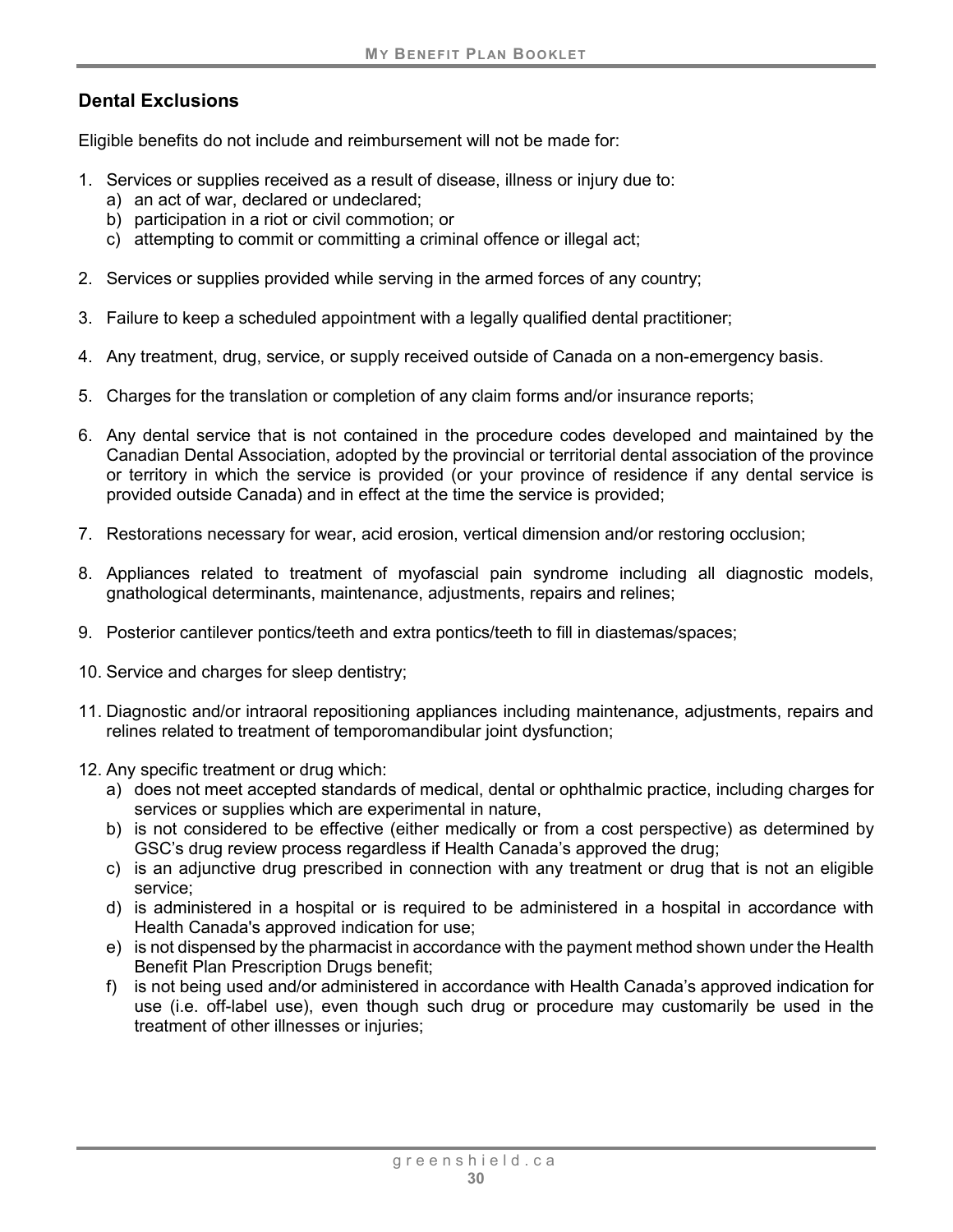## Dental Exclusions

Eligible benefits do not include and reimbursement will not be made for:

1. Services or supplies received as a result of disease, illness or injury due to:
   a) an act of war, declared or undeclared;
   b) participation in a riot or civil commotion; or
   c) attempting to commit or committing a criminal offence or illegal act;

2. Services or supplies provided while serving in the armed forces of any country;

3. Failure to keep a scheduled appointment with a legally qualified dental practitioner;

4. Any treatment, drug, service, or supply received outside of Canada on a non-emergency basis.

5. Charges for the translation or completion of any claim forms and/or insurance reports;

6. Any dental service that is not contained in the procedure codes developed and maintained by the Canadian Dental Association, adopted by the provincial or territorial dental association of the province or territory in which the service is provided (or your province of residence if any dental service is provided outside Canada) and in effect at the time the service is provided;

7. Restorations necessary for wear, acid erosion, vertical dimension and/or restoring occlusion;

8. Appliances related to treatment of myofascial pain syndrome including all diagnostic models, gnathological determinants, maintenance, adjustments, repairs and relines;

9. Posterior cantilever pontics/teeth and extra pontics/teeth to fill in diastemas/spaces;

10. Service and charges for sleep dentistry;

11. Diagnostic and/or intraoral repositioning appliances including maintenance, adjustments, repairs and relines related to treatment of temporomandibular joint dysfunction;

12. Any specific treatment or drug which:
    a) does not meet accepted standards of medical, dental or ophthalmic practice, including charges for services or supplies which are experimental in nature,
    b) is not considered to be effective (either medically or from a cost perspective) as determined by GSC's drug review process regardless if Health Canada's approved the drug;
    c) is an adjunctive drug prescribed in connection with any treatment or drug that is not an eligible service;
    d) is administered in a hospital or is required to be administered in a hospital in accordance with Health Canada's approved indication for use;
    e) is not dispensed by the pharmacist in accordance with the payment method shown under the Health Benefit Plan Prescription Drugs benefit;
    f) is not being used and/or administered in accordance with Health Canada's approved indication for use (i.e. off-label use), even though such drug or procedure may customarily be used in the treatment of other illnesses or injuries;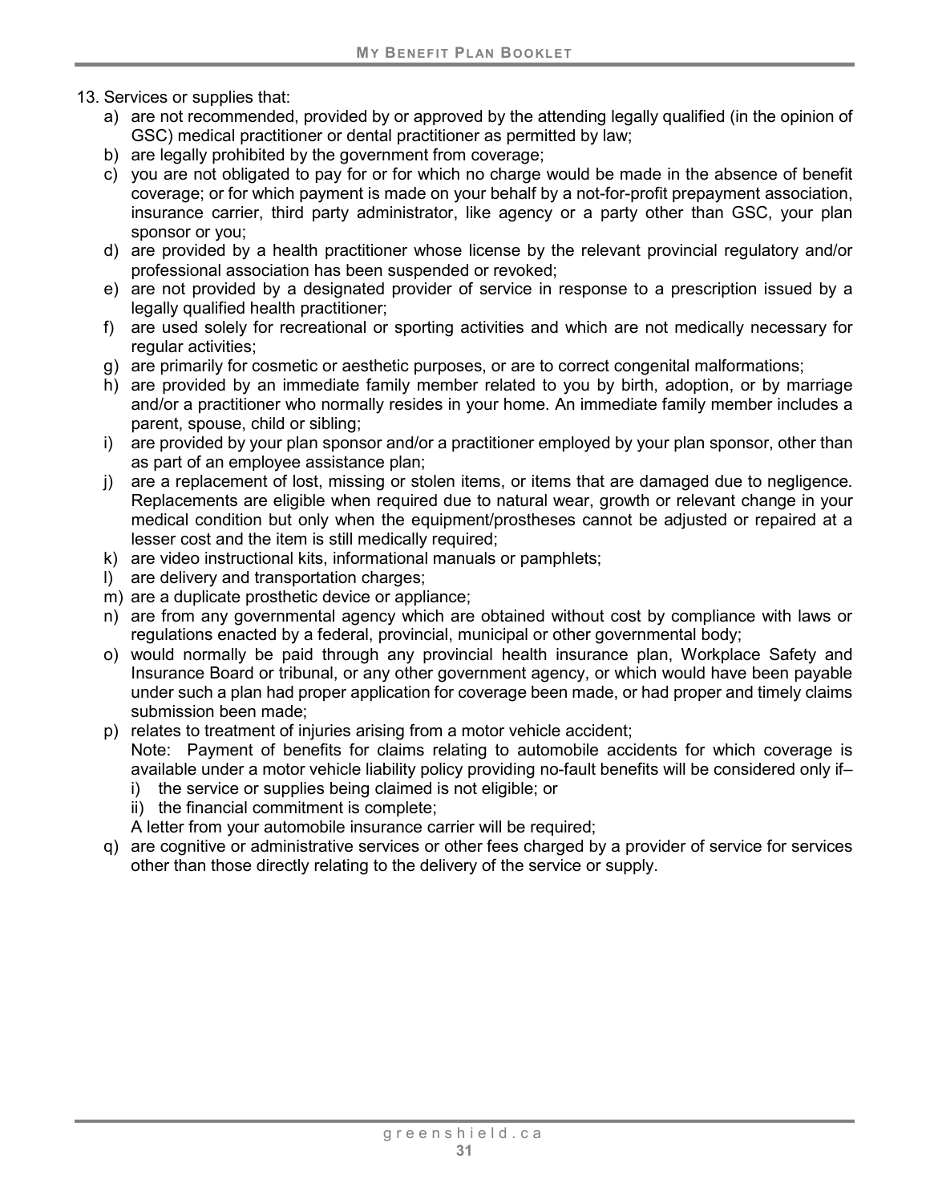13. Services or supplies that:
    a) are not recommended, provided by or approved by the attending legally qualified (in the opinion of GSC) medical practitioner or dental practitioner as permitted by law;
    b) are legally prohibited by the government from coverage;
    c) you are not obligated to pay for or for which no charge would be made in the absence of benefit coverage; or for which payment is made on your behalf by a not-for-profit prepayment association, insurance carrier, third party administrator, like agency or a party other than GSC, your plan sponsor or you;
    d) are provided by a health practitioner whose license by the relevant provincial regulatory and/or professional association has been suspended or revoked;
    e) are not provided by a designated provider of service in response to a prescription issued by a legally qualified health practitioner;
    f) are used solely for recreational or sporting activities and which are not medically necessary for regular activities;
    g) are primarily for cosmetic or aesthetic purposes, or are to correct congenital malformations;
    h) are provided by an immediate family member related to you by birth, adoption, or by marriage and/or a practitioner who normally resides in your home. An immediate family member includes a parent, spouse, child or sibling;
    i) are provided by your plan sponsor and/or a practitioner employed by your plan sponsor, other than as part of an employee assistance plan;
    j) are a replacement of lost, missing or stolen items, or items that are damaged due to negligence. Replacements are eligible when required due to natural wear, growth or relevant change in your medical condition but only when the equipment/prostheses cannot be adjusted or repaired at a lesser cost and the item is still medically required;
    k) are video instructional kits, informational manuals or pamphlets;
    l) are delivery and transportation charges;
    m) are a duplicate prosthetic device or appliance;
    n) are from any governmental agency which are obtained without cost by compliance with laws or regulations enacted by a federal, provincial, municipal or other governmental body;
    o) would normally be paid through any provincial health insurance plan, Workplace Safety and Insurance Board or tribunal, or any other government agency, or which would have been payable under such a plan had proper application for coverage been made, or had proper and timely claims submission been made;
    p) relates to treatment of injuries arising from a motor vehicle accident;
       Note: Payment of benefits for claims relating to automobile accidents for which coverage is available under a motor vehicle liability policy providing no-fault benefits will be considered only if–
       i) the service or supplies being claimed is not eligible; or
       ii) the financial commitment is complete;
       
       A letter from your automobile insurance carrier will be required;
    q) are cognitive or administrative services or other fees charged by a provider of service for services other than those directly relating to the delivery of the service or supply.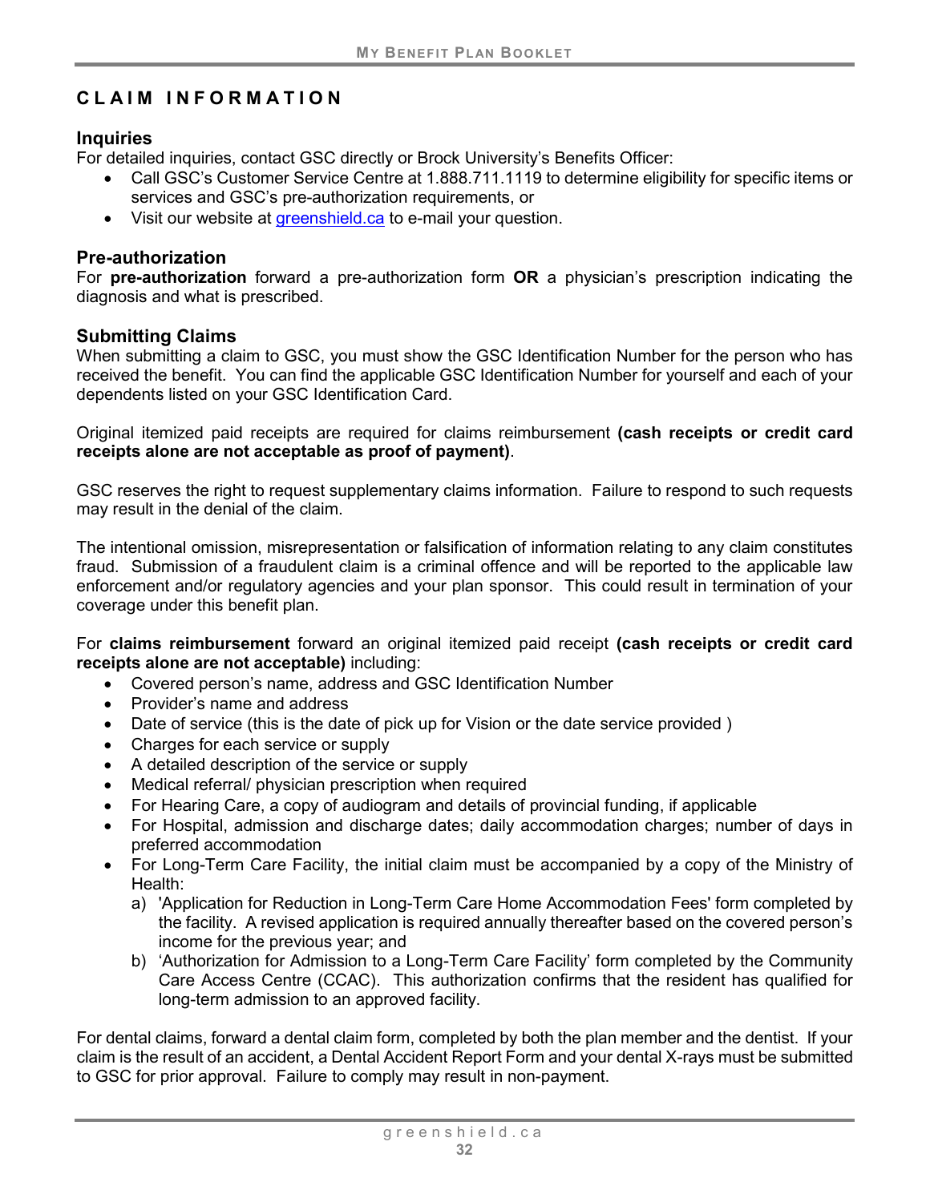# CLAIM INFORMATION

## Inquiries

For detailed inquiries, contact GSC directly or Brock University's Benefits Officer:

- Call GSC's Customer Service Centre at 1.888.711.1119 to determine eligibility for specific items or services and GSC's pre-authorization requirements, or
- Visit our website at greenshield.ca to e-mail your question.

## Pre-authorization

For **pre-authorization** forward a pre-authorization form **OR** a physician's prescription indicating the diagnosis and what is prescribed.

## Submitting Claims

When submitting a claim to GSC, you must show the GSC Identification Number for the person who has received the benefit. You can find the applicable GSC Identification Number for yourself and each of your dependents listed on your GSC Identification Card.

Original itemized paid receipts are required for claims reimbursement **(cash receipts or credit card receipts alone are not acceptable as proof of payment)**.

GSC reserves the right to request supplementary claims information. Failure to respond to such requests may result in the denial of the claim.

The intentional omission, misrepresentation or falsification of information relating to any claim constitutes fraud. Submission of a fraudulent claim is a criminal offence and will be reported to the applicable law enforcement and/or regulatory agencies and your plan sponsor. This could result in termination of your coverage under this benefit plan.

For **claims reimbursement** forward an original itemized paid receipt **(cash receipts or credit card receipts alone are not acceptable)** including:

- Covered person's name, address and GSC Identification Number
- Provider's name and address
- Date of service (this is the date of pick up for Vision or the date service provided )
- Charges for each service or supply
- A detailed description of the service or supply
- Medical referral/ physician prescription when required
- For Hearing Care, a copy of audiogram and details of provincial funding, if applicable
- For Hospital, admission and discharge dates; daily accommodation charges; number of days in preferred accommodation
- For Long-Term Care Facility, the initial claim must be accompanied by a copy of the Ministry of Health:
  a) 'Application for Reduction in Long-Term Care Home Accommodation Fees' form completed by the facility. A revised application is required annually thereafter based on the covered person's income for the previous year; and
  b) 'Authorization for Admission to a Long-Term Care Facility' form completed by the Community Care Access Centre (CCAC). This authorization confirms that the resident has qualified for long-term admission to an approved facility.

For dental claims, forward a dental claim form, completed by both the plan member and the dentist. If your claim is the result of an accident, a Dental Accident Report Form and your dental X-rays must be submitted to GSC for prior approval. Failure to comply may result in non-payment.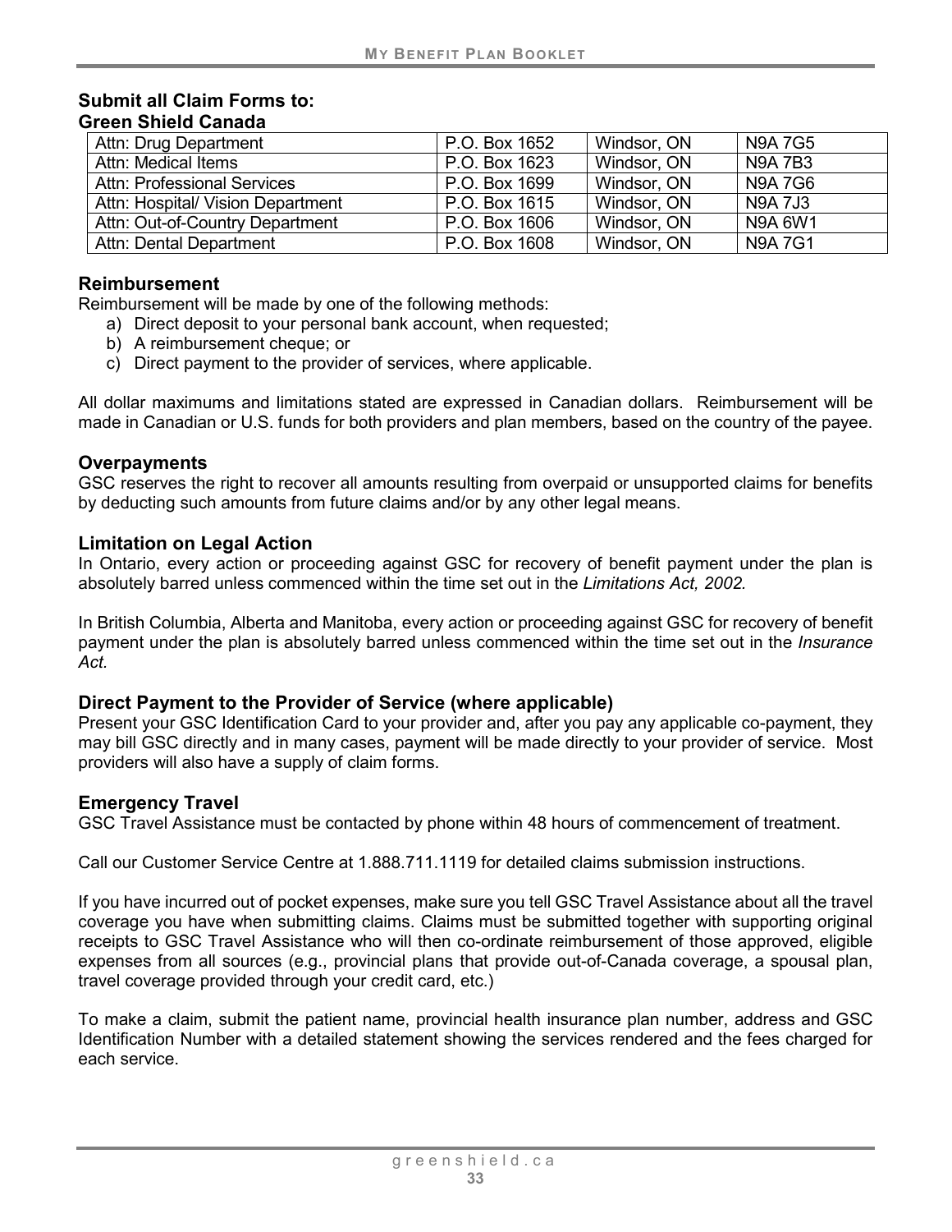**Submit all Claim Forms to:**
**Green Shield Canada**

| Attn: Drug Department | P.O. Box 1652 | Windsor, ON | N9A 7G5 |
|---|---|---|---|
| Attn: Medical Items | P.O. Box 1623 | Windsor, ON | N9A 7B3 |
| Attn: Professional Services | P.O. Box 1699 | Windsor, ON | N9A 7G6 |
| Attn: Hospital/ Vision Department | P.O. Box 1615 | Windsor, ON | N9A 7J3 |
| Attn: Out-of-Country Department | P.O. Box 1606 | Windsor, ON | N9A 6W1 |
| Attn: Dental Department | P.O. Box 1608 | Windsor, ON | N9A 7G1 |

### Reimbursement

Reimbursement will be made by one of the following methods:

a) Direct deposit to your personal bank account, when requested;
b) A reimbursement cheque; or
c) Direct payment to the provider of services, where applicable.

All dollar maximums and limitations stated are expressed in Canadian dollars. Reimbursement will be made in Canadian or U.S. funds for both providers and plan members, based on the country of the payee.

### Overpayments

GSC reserves the right to recover all amounts resulting from overpaid or unsupported claims for benefits by deducting such amounts from future claims and/or by any other legal means.

### Limitation on Legal Action

In Ontario, every action or proceeding against GSC for recovery of benefit payment under the plan is absolutely barred unless commenced within the time set out in the *Limitations Act, 2002.*

In British Columbia, Alberta and Manitoba, every action or proceeding against GSC for recovery of benefit payment under the plan is absolutely barred unless commenced within the time set out in the *Insurance Act.*

### Direct Payment to the Provider of Service (where applicable)

Present your GSC Identification Card to your provider and, after you pay any applicable co-payment, they may bill GSC directly and in many cases, payment will be made directly to your provider of service. Most providers will also have a supply of claim forms.

### Emergency Travel

GSC Travel Assistance must be contacted by phone within 48 hours of commencement of treatment.

Call our Customer Service Centre at 1.888.711.1119 for detailed claims submission instructions.

If you have incurred out of pocket expenses, make sure you tell GSC Travel Assistance about all the travel coverage you have when submitting claims. Claims must be submitted together with supporting original receipts to GSC Travel Assistance who will then co-ordinate reimbursement of those approved, eligible expenses from all sources (e.g., provincial plans that provide out-of-Canada coverage, a spousal plan, travel coverage provided through your credit card, etc.)

To make a claim, submit the patient name, provincial health insurance plan number, address and GSC Identification Number with a detailed statement showing the services rendered and the fees charged for each service.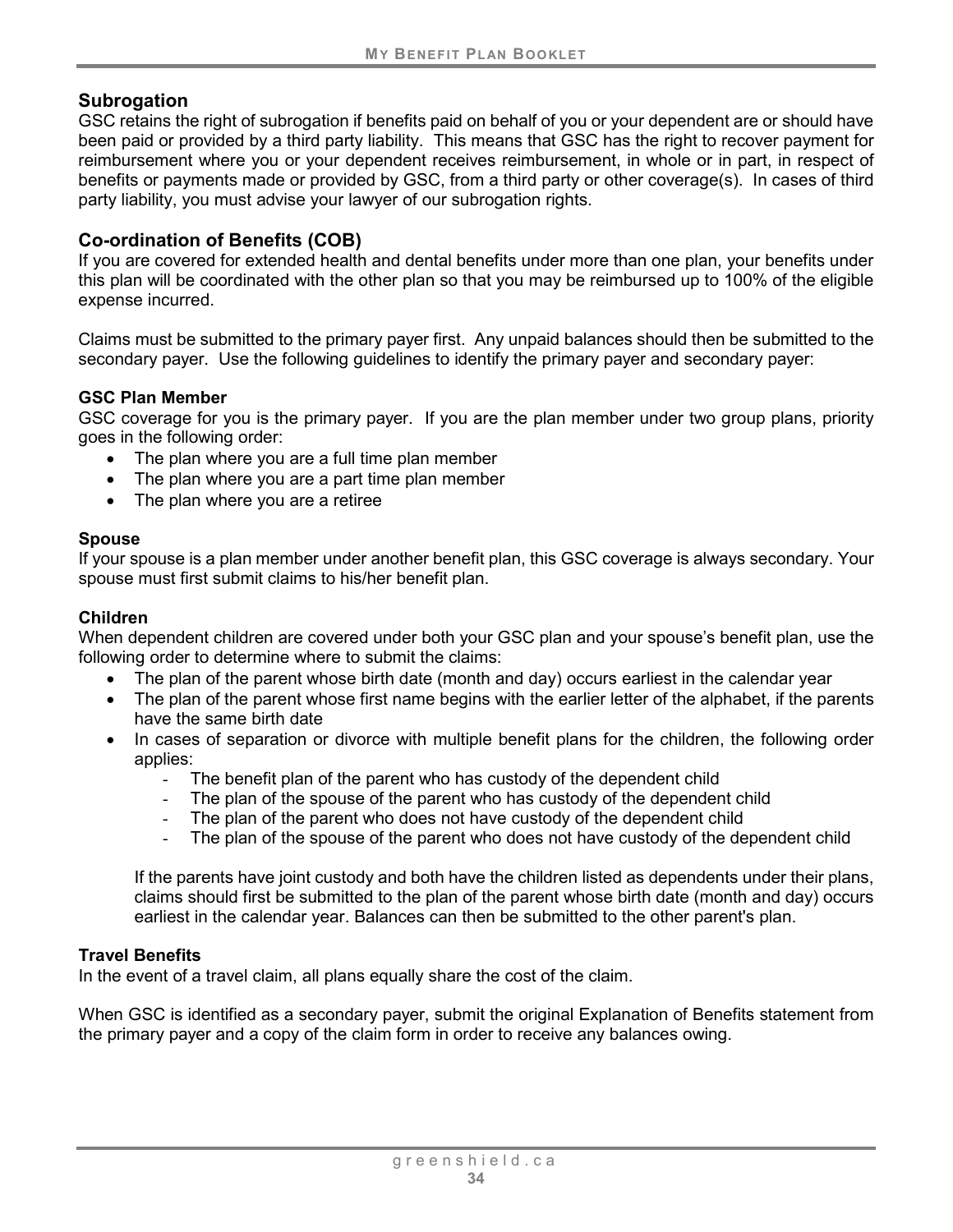## Subrogation

GSC retains the right of subrogation if benefits paid on behalf of you or your dependent are or should have been paid or provided by a third party liability. This means that GSC has the right to recover payment for reimbursement where you or your dependent receives reimbursement, in whole or in part, in respect of benefits or payments made or provided by GSC, from a third party or other coverage(s). In cases of third party liability, you must advise your lawyer of our subrogation rights.

## Co-ordination of Benefits (COB)

If you are covered for extended health and dental benefits under more than one plan, your benefits under this plan will be coordinated with the other plan so that you may be reimbursed up to 100% of the eligible expense incurred.

Claims must be submitted to the primary payer first. Any unpaid balances should then be submitted to the secondary payer. Use the following guidelines to identify the primary payer and secondary payer:

### GSC Plan Member

GSC coverage for you is the primary payer. If you are the plan member under two group plans, priority goes in the following order:

- The plan where you are a full time plan member
- The plan where you are a part time plan member
- The plan where you are a retiree

### Spouse

If your spouse is a plan member under another benefit plan, this GSC coverage is always secondary. Your spouse must first submit claims to his/her benefit plan.

### Children

When dependent children are covered under both your GSC plan and your spouse's benefit plan, use the following order to determine where to submit the claims:

- The plan of the parent whose birth date (month and day) occurs earliest in the calendar year
- The plan of the parent whose first name begins with the earlier letter of the alphabet, if the parents have the same birth date
- In cases of separation or divorce with multiple benefit plans for the children, the following order applies:
  - The benefit plan of the parent who has custody of the dependent child
  - The plan of the spouse of the parent who has custody of the dependent child
  - The plan of the parent who does not have custody of the dependent child
  - The plan of the spouse of the parent who does not have custody of the dependent child

  If the parents have joint custody and both have the children listed as dependents under their plans, claims should first be submitted to the plan of the parent whose birth date (month and day) occurs earliest in the calendar year. Balances can then be submitted to the other parent's plan.

### Travel Benefits

In the event of a travel claim, all plans equally share the cost of the claim.

When GSC is identified as a secondary payer, submit the original Explanation of Benefits statement from the primary payer and a copy of the claim form in order to receive any balances owing.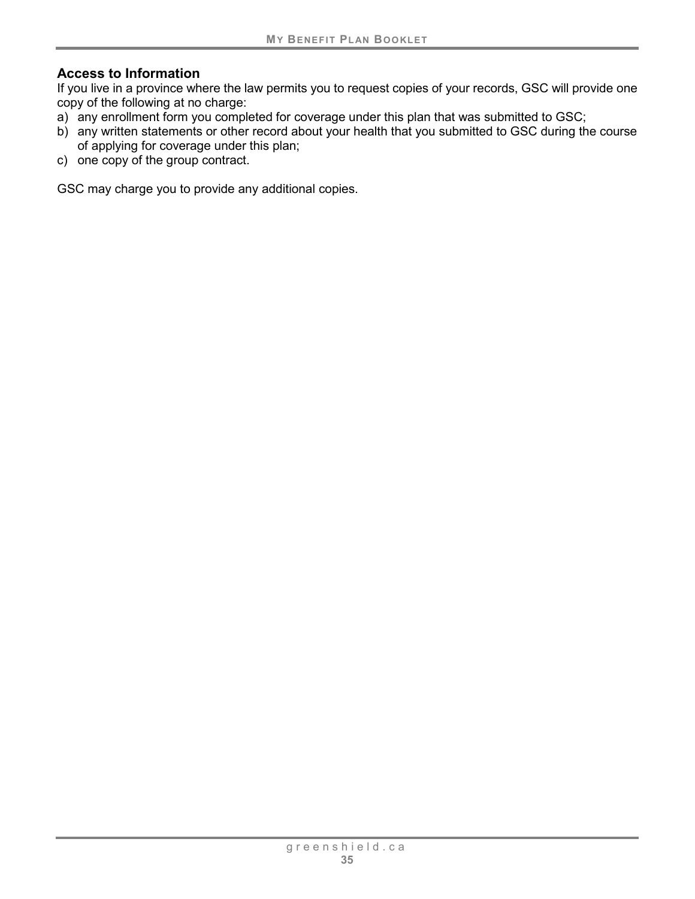### Access to Information

If you live in a province where the law permits you to request copies of your records, GSC will provide one copy of the following at no charge:

a) any enrollment form you completed for coverage under this plan that was submitted to GSC;
b) any written statements or other record about your health that you submitted to GSC during the course of applying for coverage under this plan;
c) one copy of the group contract.

GSC may charge you to provide any additional copies.